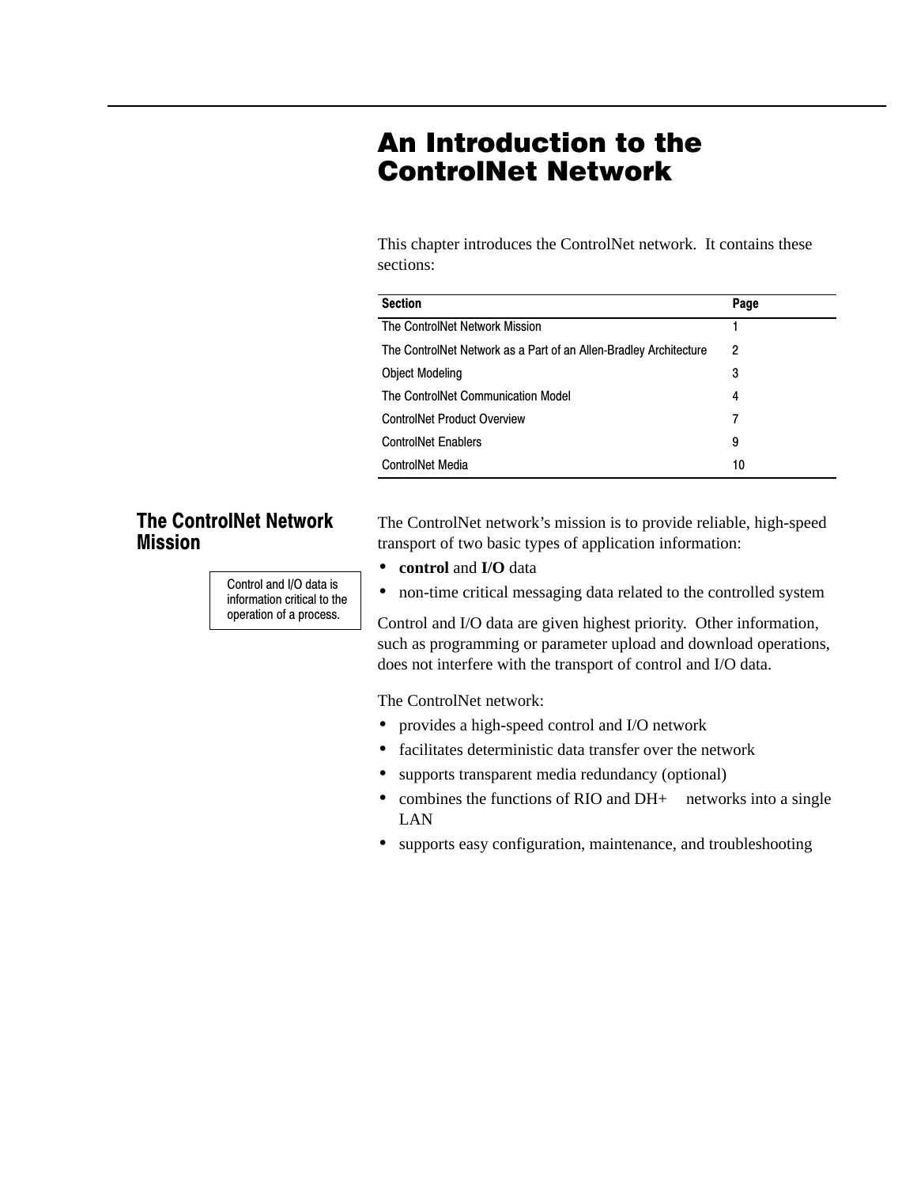# An Introduction to the ControlNet Network

This chapter introduces the ControlNet network. It contains these sections:

| Section | Page |
| --- | --- |
| The ControlNet Network Mission | 1 |
| The ControlNet Network as a Part of an Allen-Bradley Architecture | 2 |
| Object Modeling | 3 |
| The ControlNet Communication Model | 4 |
| ControlNet Product Overview | 7 |
| ControlNet Enablers | 9 |
| ControlNet Media | 10 |

## The ControlNet Network Mission

Control and I/O data is information critical to the operation of a process.

The ControlNet network's mission is to provide reliable, high-speed transport of two basic types of application information:

- **control** and **I/O** data
- non-time critical messaging data related to the controlled system

Control and I/O data are given highest priority. Other information, such as programming or parameter upload and download operations, does not interfere with the transport of control and I/O data.

The ControlNet network:

- provides a high-speed control and I/O network
- facilitates deterministic data transfer over the network
- supports transparent media redundancy (optional)
- combines the functions of RIO and DH+ networks into a single LAN
- supports easy configuration, maintenance, and troubleshooting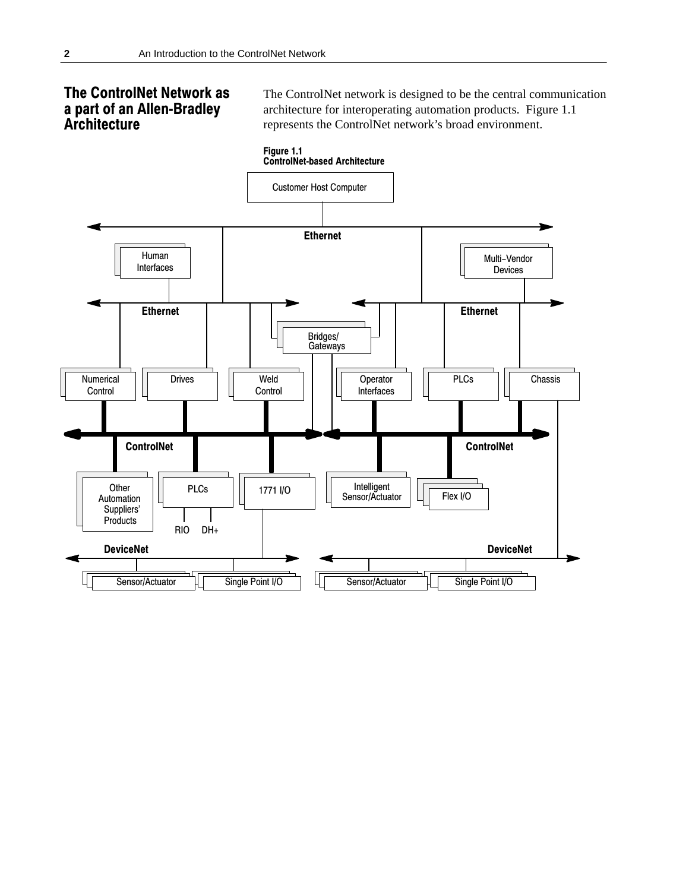## The ControlNet Network as a part of an Allen-Bradley Architecture

The ControlNet network is designed to be the central communication architecture for interoperating automation products. Figure 1.1 represents the ControlNet network's broad environment.

**Figure 1.1**
**ControlNet-based Architecture**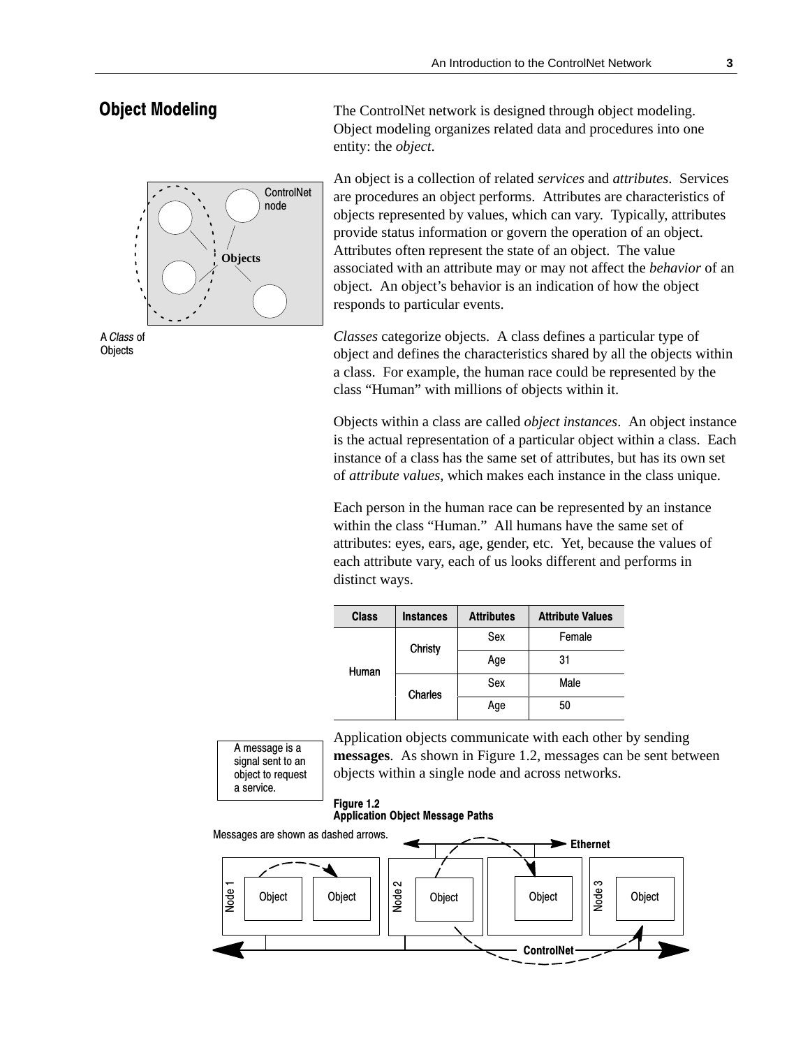## Object Modeling

The ControlNet network is designed through object modeling. Object modeling organizes related data and procedures into one entity: the *object*.

An object is a collection of related *services* and *attributes*. Services are procedures an object performs. Attributes are characteristics of objects represented by values, which can vary. Typically, attributes provide status information or govern the operation of an object. Attributes often represent the state of an object. The value associated with an attribute may or may not affect the *behavior* of an object. An object's behavior is an indication of how the object responds to particular events.

A *Class* of Objects

*Classes* categorize objects. A class defines a particular type of object and defines the characteristics shared by all the objects within a class. For example, the human race could be represented by the class "Human" with millions of objects within it.

Objects within a class are called *object instances*. An object instance is the actual representation of a particular object within a class. Each instance of a class has the same set of attributes, but has its own set of *attribute values*, which makes each instance in the class unique.

Each person in the human race can be represented by an instance within the class "Human." All humans have the same set of attributes: eyes, ears, age, gender, etc. Yet, because the values of each attribute vary, each of us looks different and performs in distinct ways.

| Class | Instances | Attributes | Attribute Values |
|---|---|---|---|
| Human | Christy | Sex | Female |
| | | Age | 31 |
| | Charles | Sex | Male |
| | | Age | 50 |

A message is a signal sent to an object to request a service.

Application objects communicate with each other by sending **messages**. As shown in Figure 1.2, messages can be sent between objects within a single node and across networks.

**Figure 1.2**
**Application Object Message Paths**

Messages are shown as dashed arrows.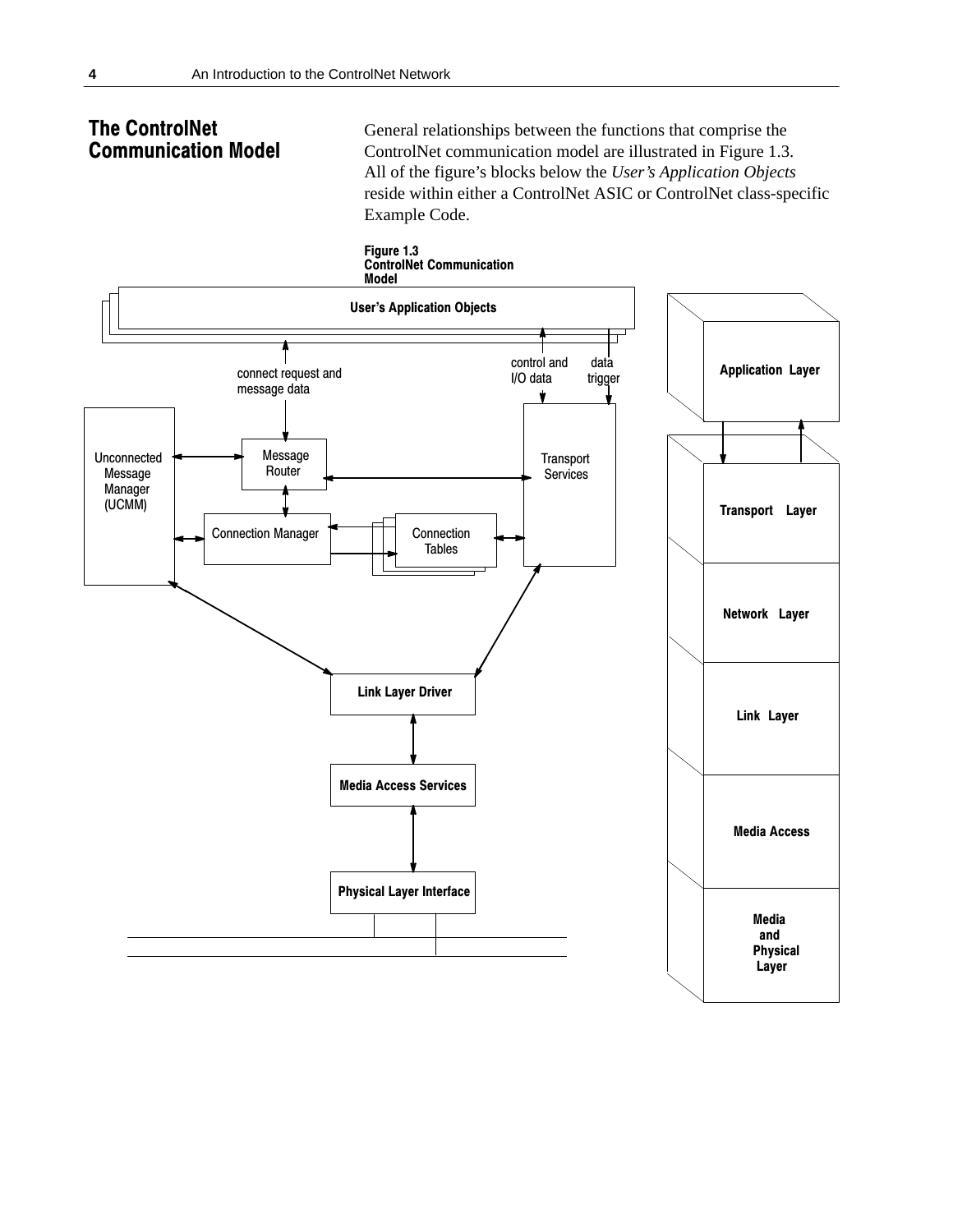## The ControlNet Communication Model

General relationships between the functions that comprise the ControlNet communication model are illustrated in Figure 1.3. All of the figure's blocks below the *User's Application Objects* reside within either a ControlNet ASIC or ControlNet class-specific Example Code.

**Figure 1.3**
**ControlNet Communication Model**

User's Application Objects

connect request and message data

control and I/O data

data trigger

Unconnected Message Manager (UCMM)

Message Router

Transport Services

Connection Manager

Connection Tables

Link Layer Driver

Media Access Services

Physical Layer Interface

Application Layer

Transport Layer

Network Layer

Link Layer

Media Access

Media and Physical Layer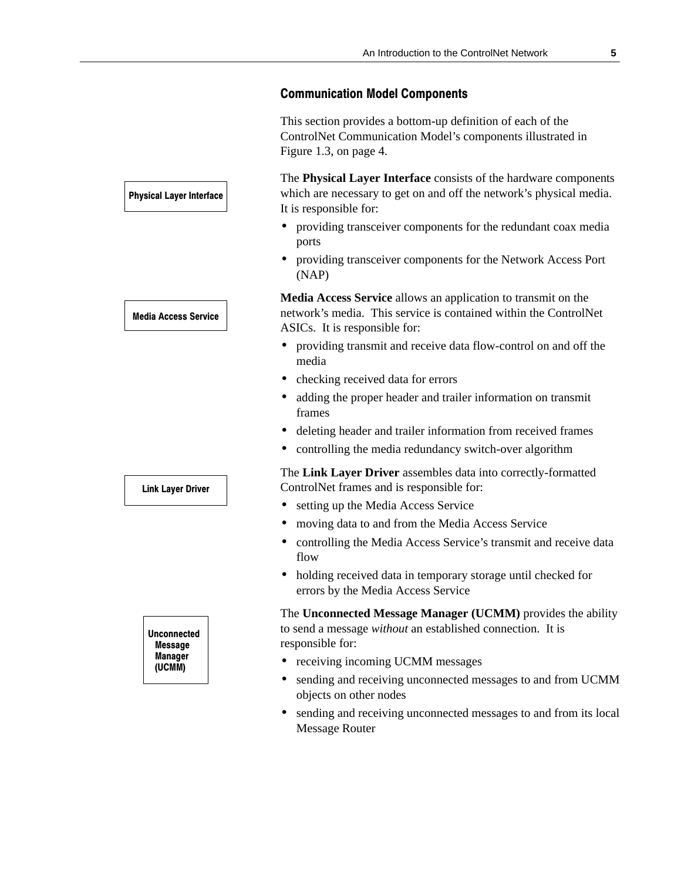## Communication Model Components

This section provides a bottom-up definition of each of the ControlNet Communication Model's components illustrated in Figure 1.3, on page 4.

**Physical Layer Interface**

The **Physical Layer Interface** consists of the hardware components which are necessary to get on and off the network's physical media. It is responsible for:

- providing transceiver components for the redundant coax media ports
- providing transceiver components for the Network Access Port (NAP)

**Media Access Service**

**Media Access Service** allows an application to transmit on the network's media. This service is contained within the ControlNet ASICs. It is responsible for:

- providing transmit and receive data flow-control on and off the media
- checking received data for errors
- adding the proper header and trailer information on transmit frames
- deleting header and trailer information from received frames
- controlling the media redundancy switch-over algorithm

**Link Layer Driver**

The **Link Layer Driver** assembles data into correctly-formatted ControlNet frames and is responsible for:

- setting up the Media Access Service
- moving data to and from the Media Access Service
- controlling the Media Access Service's transmit and receive data flow
- holding received data in temporary storage until checked for errors by the Media Access Service

**Unconnected Message Manager (UCMM)**

The **Unconnected Message Manager (UCMM)** provides the ability to send a message *without* an established connection. It is responsible for:

- receiving incoming UCMM messages
- sending and receiving unconnected messages to and from UCMM objects on other nodes
- sending and receiving unconnected messages to and from its local Message Router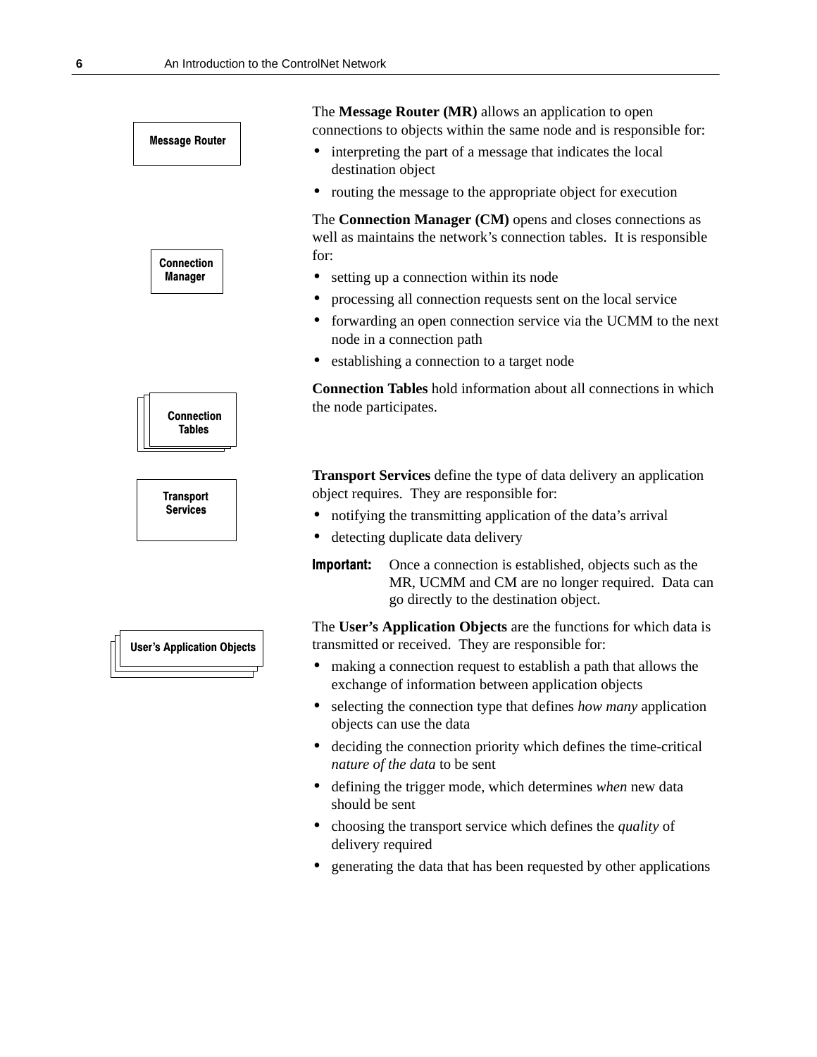**Message Router**

The **Message Router (MR)** allows an application to open connections to objects within the same node and is responsible for:

- interpreting the part of a message that indicates the local destination object
- routing the message to the appropriate object for execution

**Connection Manager**

The **Connection Manager (CM)** opens and closes connections as well as maintains the network's connection tables. It is responsible for:

- setting up a connection within its node
- processing all connection requests sent on the local service
- forwarding an open connection service via the UCMM to the next node in a connection path
- establishing a connection to a target node

**Connection Tables**

**Connection Tables** hold information about all connections in which the node participates.

**Transport Services**

**Transport Services** define the type of data delivery an application object requires. They are responsible for:

- notifying the transmitting application of the data's arrival
- detecting duplicate data delivery

**Important:** Once a connection is established, objects such as the MR, UCMM and CM are no longer required. Data can go directly to the destination object.

**User's Application Objects**

The **User's Application Objects** are the functions for which data is transmitted or received. They are responsible for:

- making a connection request to establish a path that allows the exchange of information between application objects
- selecting the connection type that defines *how many* application objects can use the data
- deciding the connection priority which defines the time-critical *nature of the data* to be sent
- defining the trigger mode, which determines *when* new data should be sent
- choosing the transport service which defines the *quality* of delivery required
- generating the data that has been requested by other applications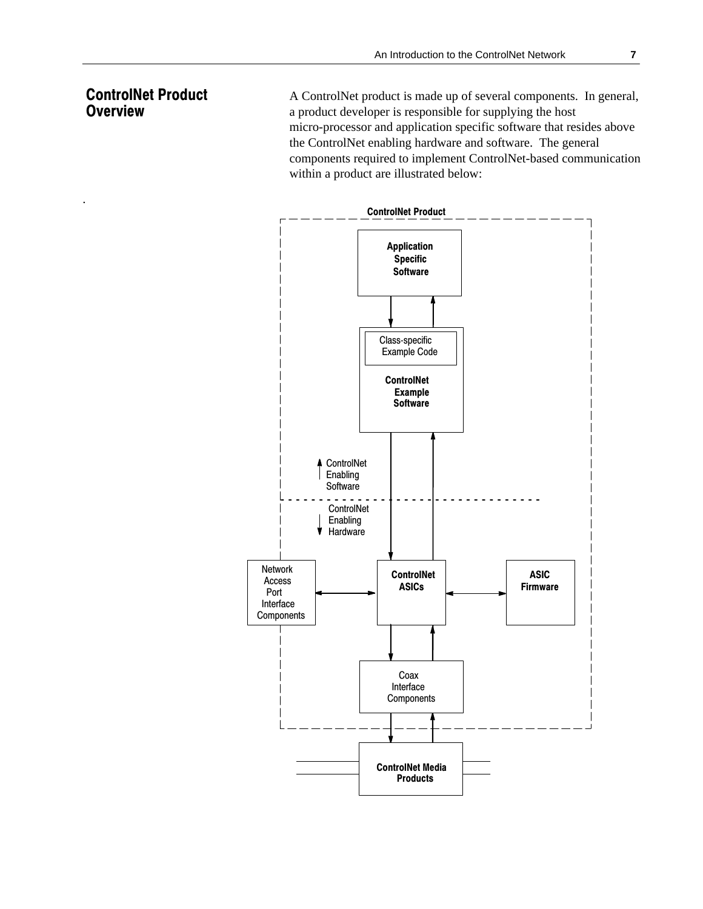## ControlNet Product Overview

A ControlNet product is made up of several components. In general, a product developer is responsible for supplying the host micro-processor and application specific software that resides above the ControlNet enabling hardware and software. The general components required to implement ControlNet-based communication within a product are illustrated below:

ControlNet Product

Application Specific Software

Class-specific Example Code

ControlNet Example Software

ControlNet Enabling Software

ControlNet Enabling Hardware

Network Access Port Interface Components

ControlNet ASICs

ASIC Firmware

Coax Interface Components

ControlNet Media Products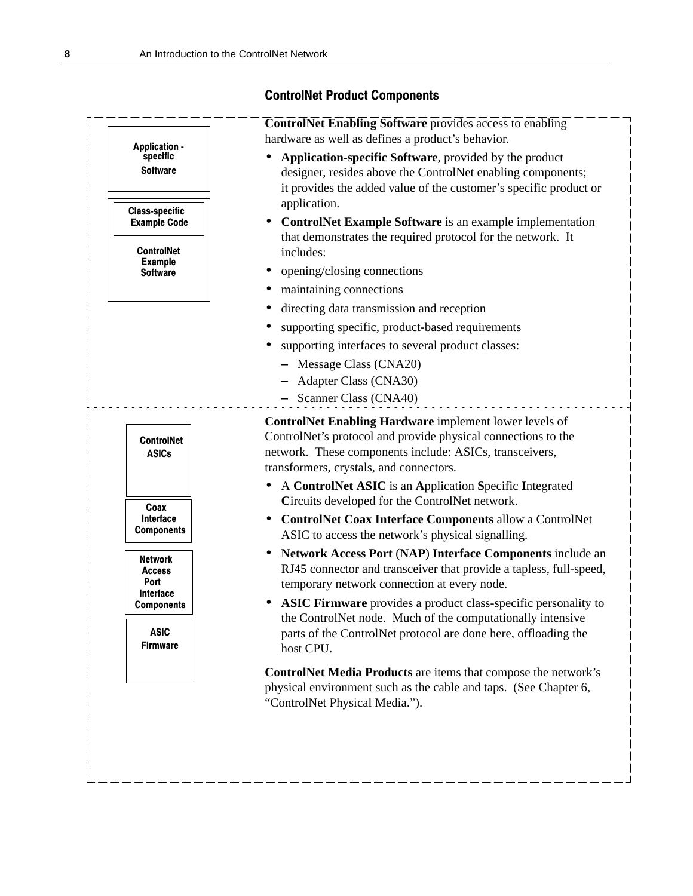## ControlNet Product Components

Application-specific Software

Class-specific Example Code

ControlNet Example Software

**ControlNet Enabling Software** provides access to enabling hardware as well as defines a product's behavior.

- **Application-specific Software**, provided by the product designer, resides above the ControlNet enabling components; it provides the added value of the customer's specific product or application.
- **ControlNet Example Software** is an example implementation that demonstrates the required protocol for the network. It includes:
- opening/closing connections
- maintaining connections
- directing data transmission and reception
- supporting specific, product-based requirements
- supporting interfaces to several product classes:
  - Message Class (CNA20)
  - Adapter Class (CNA30)
  - Scanner Class (CNA40)

ControlNet ASICs

Coax Interface Components

Network Access Port Interface Components

ASIC Firmware

**ControlNet Enabling Hardware** implement lower levels of ControlNet's protocol and provide physical connections to the network. These components include: ASICs, transceivers, transformers, crystals, and connectors.

- A **ControlNet ASIC** is an **A**pplication **S**pecific **I**ntegrated **C**ircuits developed for the ControlNet network.
- **ControlNet Coax Interface Components** allow a ControlNet ASIC to access the network's physical signalling.
- **Network Access Port** (**NAP**) **Interface Components** include an RJ45 connector and transceiver that provide a tapless, full-speed, temporary network connection at every node.
- **ASIC Firmware** provides a product class-specific personality to the ControlNet node. Much of the computationally intensive parts of the ControlNet protocol are done here, offloading the host CPU.

**ControlNet Media Products** are items that compose the network's physical environment such as the cable and taps. (See Chapter 6, "ControlNet Physical Media.").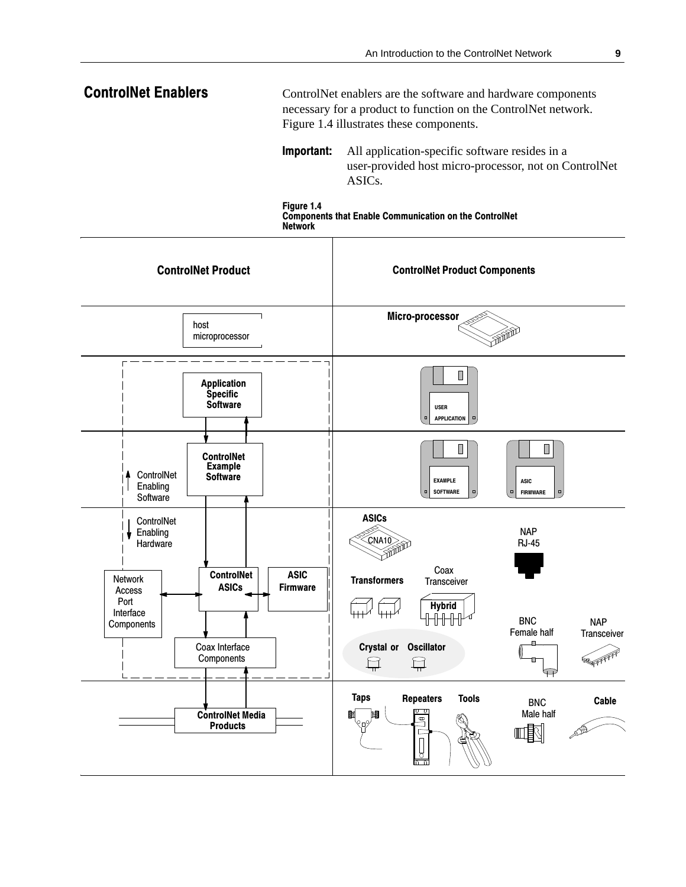## ControlNet Enablers

ControlNet enablers are the software and hardware components necessary for a product to function on the ControlNet network. Figure 1.4 illustrates these components.

**Important:** All application-specific software resides in a user-provided host micro-processor, not on ControlNet ASICs.

**Figure 1.4**
**Components that Enable Communication on the ControlNet Network**

| ControlNet Product | ControlNet Product Components |
| --- | --- |
| host microprocessor | Micro-processor |
| Application Specific Software | USER APPLICATION |
| ControlNet Example Software (ControlNet Enabling Software) | EXAMPLE SOFTWARE; ASIC FIRMWARE |
| ControlNet ASICs, ASIC Firmware, Network Access Port Interface Components, Coax Interface Components (ControlNet Enabling Hardware) | ASICs (CNA10); NAP RJ-45; Transformers; Coax Transceiver (Hybrid); BNC Female half; NAP Transceiver; Crystal or Oscillator |
| ControlNet Media Products | Taps; Repeaters; Tools; BNC Male half; Cable |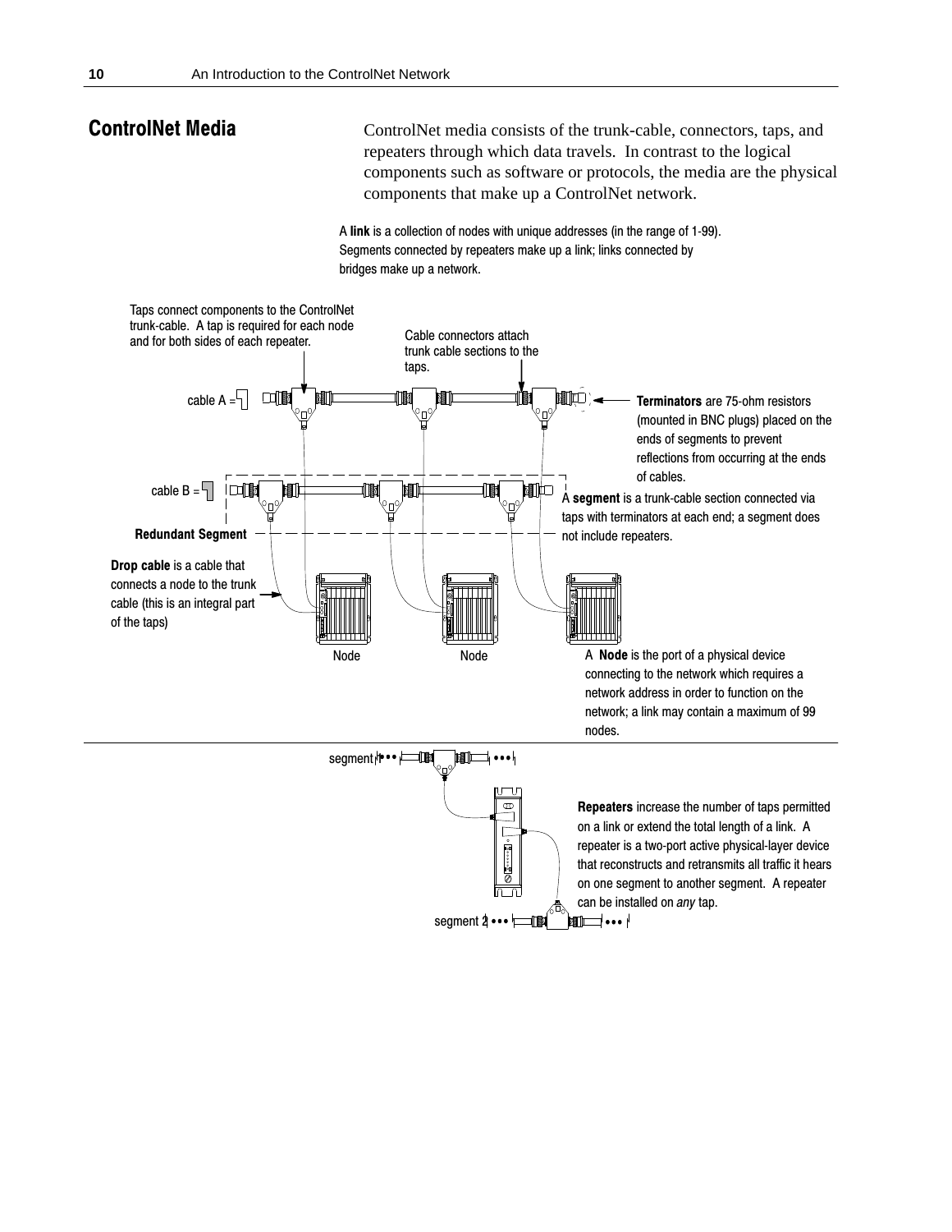## ControlNet Media

ControlNet media consists of the trunk-cable, connectors, taps, and repeaters through which data travels. In contrast to the logical components such as software or protocols, the media are the physical components that make up a ControlNet network.

A **link** is a collection of nodes with unique addresses (in the range of 1-99). Segments connected by repeaters make up a link; links connected by bridges make up a network.

Taps connect components to the ControlNet trunk-cable. A tap is required for each node and for both sides of each repeater.

Cable connectors attach trunk cable sections to the taps.

cable A =

cable B =

**Terminators** are 75-ohm resistors (mounted in BNC plugs) placed on the ends of segments to prevent reflections from occurring at the ends of cables.

A **segment** is a trunk-cable section connected via taps with terminators at each end; a segment does not include repeaters.

**Redundant Segment**

**Drop cable** is a cable that connects a node to the trunk cable (this is an integral part of the taps)

Node

Node

A **Node** is the port of a physical device connecting to the network which requires a network address in order to function on the network; a link may contain a maximum of 99 nodes.

segment 1

segment 2

**Repeaters** increase the number of taps permitted on a link or extend the total length of a link. A repeater is a two-port active physical-layer device that reconstructs and retransmits all traffic it hears on one segment to another segment. A repeater can be installed on *any* tap.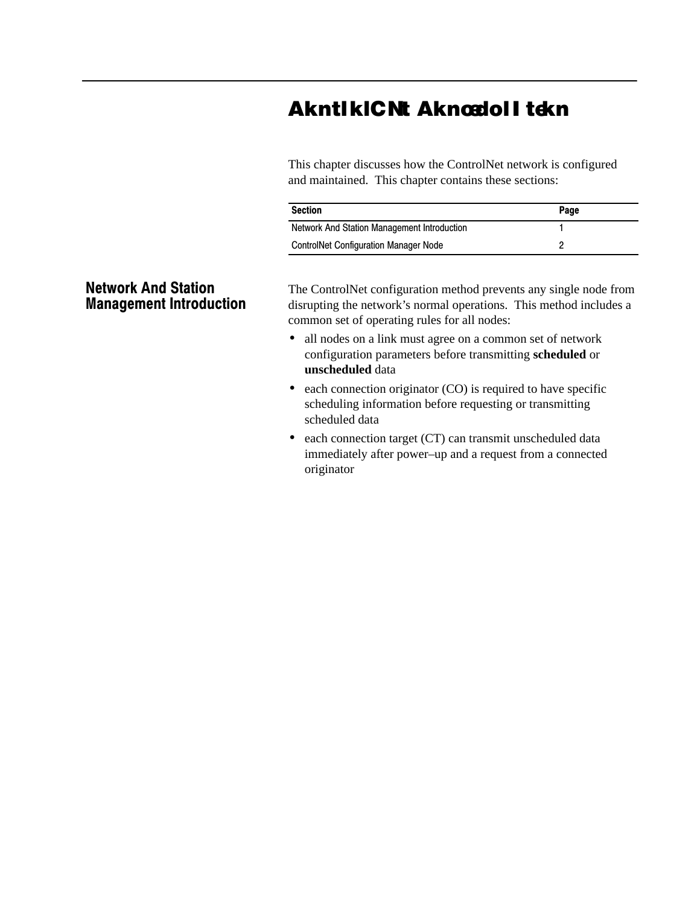# AkntlkICNt Aknocdol I tekn

This chapter discusses how the ControlNet network is configured and maintained. This chapter contains these sections:

| Section | Page |
| --- | --- |
| Network And Station Management Introduction | 1 |
| ControlNet Configuration Manager Node | 2 |

## Network And Station Management Introduction

The ControlNet configuration method prevents any single node from disrupting the network's normal operations. This method includes a common set of operating rules for all nodes:

- all nodes on a link must agree on a common set of network configuration parameters before transmitting **scheduled** or **unscheduled** data
- each connection originator (CO) is required to have specific scheduling information before requesting or transmitting scheduled data
- each connection target (CT) can transmit unscheduled data immediately after power–up and a request from a connected originator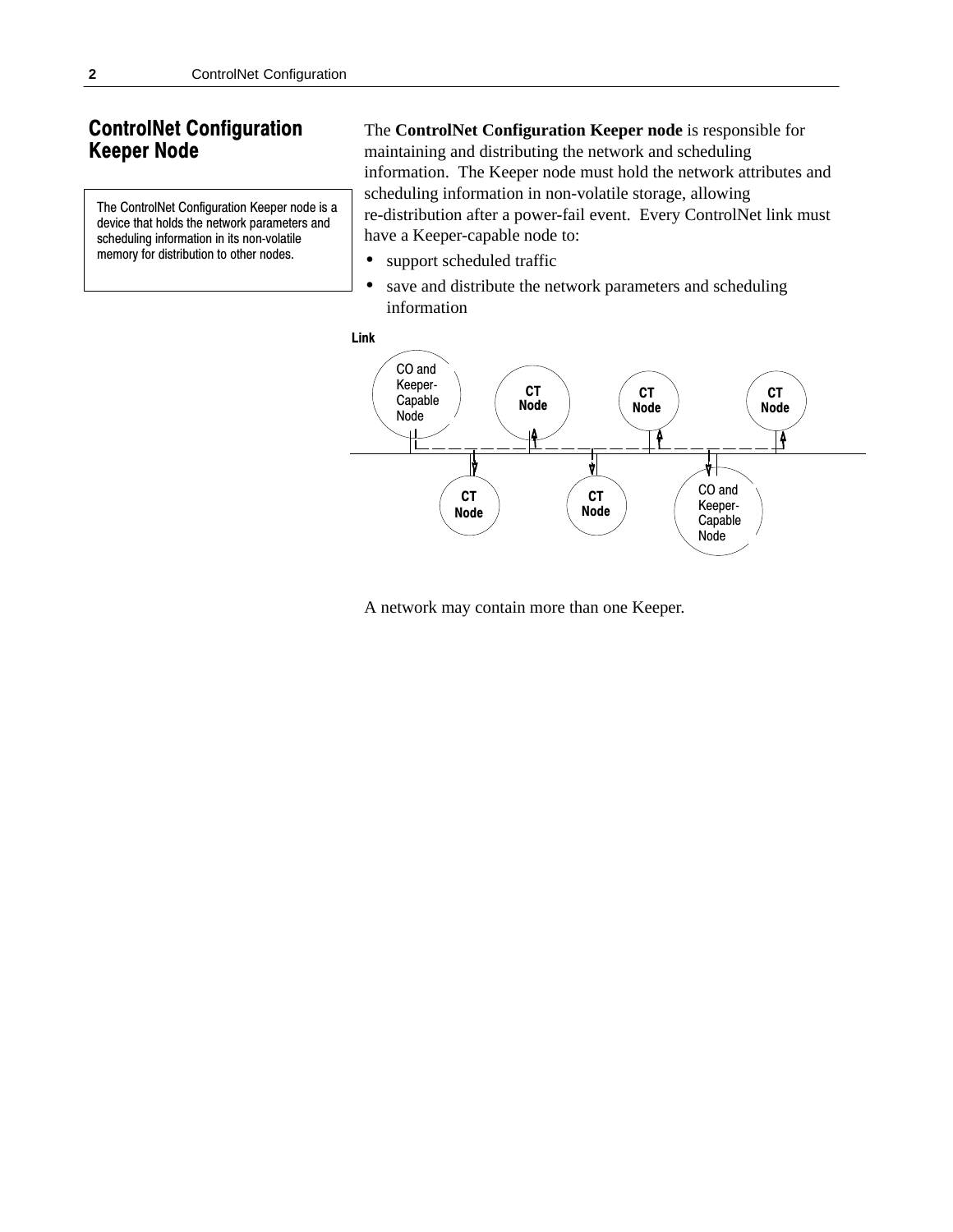## ControlNet Configuration Keeper Node

The ControlNet Configuration Keeper node is a device that holds the network parameters and scheduling information in its non-volatile memory for distribution to other nodes.

The **ControlNet Configuration Keeper node** is responsible for maintaining and distributing the network and scheduling information. The Keeper node must hold the network attributes and scheduling information in non-volatile storage, allowing re-distribution after a power-fail event. Every ControlNet link must have a Keeper-capable node to:

- support scheduled traffic
- save and distribute the network parameters and scheduling information

Link

CO and Keeper-Capable Node — CT Node — CT Node — CT Node

CT Node — CT Node — CO and Keeper-Capable Node

A network may contain more than one Keeper.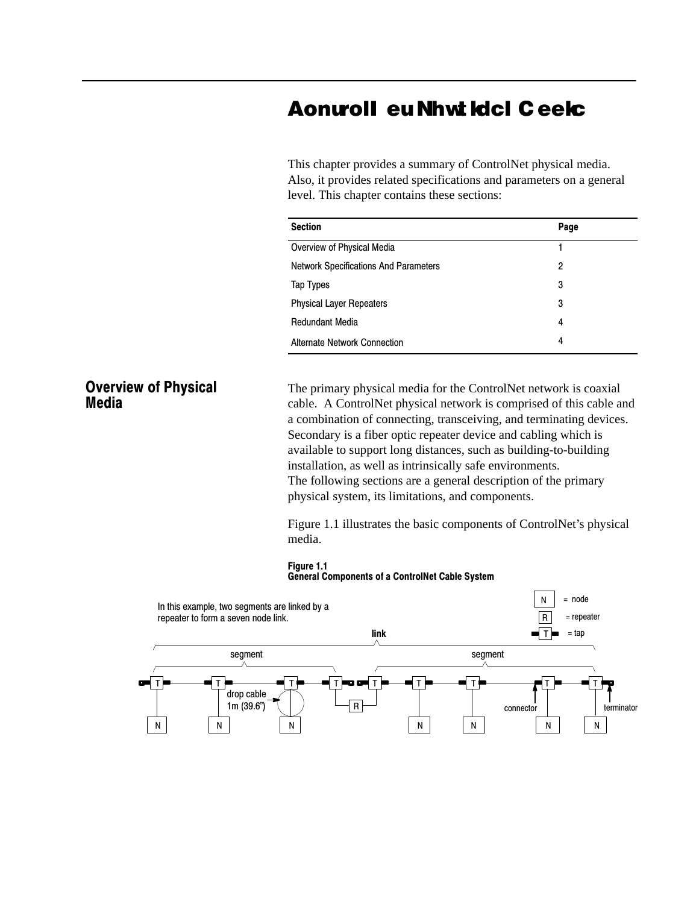# Aonuroll eu Nhwt ldcl C eelc

This chapter provides a summary of ControlNet physical media. Also, it provides related specifications and parameters on a general level. This chapter contains these sections:

| Section | Page |
|---|---|
| Overview of Physical Media | 1 |
| Network Specifications And Parameters | 2 |
| Tap Types | 3 |
| Physical Layer Repeaters | 3 |
| Redundant Media | 4 |
| Alternate Network Connection | 4 |

## Overview of Physical Media

The primary physical media for the ControlNet network is coaxial cable. A ControlNet physical network is comprised of this cable and a combination of connecting, transceiving, and terminating devices. Secondary is a fiber optic repeater device and cabling which is available to support long distances, such as building-to-building installation, as well as intrinsically safe environments.
The following sections are a general description of the primary physical system, its limitations, and components.

Figure 1.1 illustrates the basic components of ControlNet's physical media.

**Figure 1.1**
**General Components of a ControlNet Cable System**

In this example, two segments are linked by a repeater to form a seven node link.

N = node
R = repeater
T = tap

link

segment

segment

drop cable 1m (39.6")

connector

terminator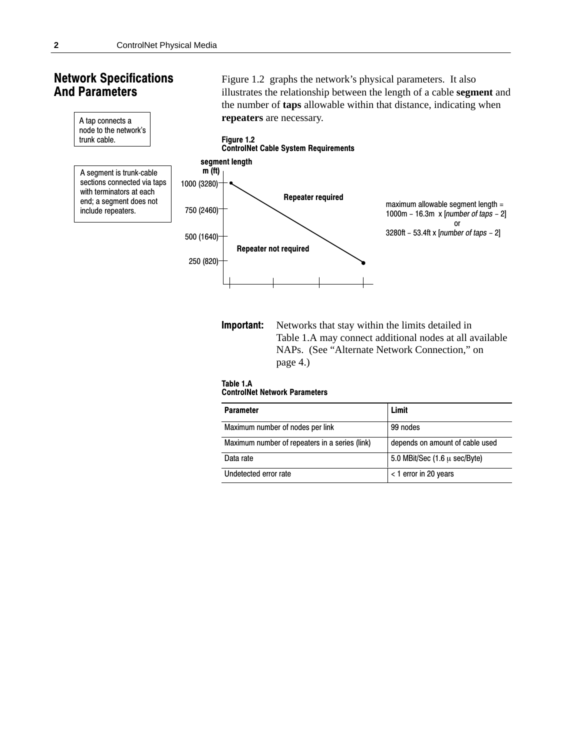## Network Specifications And Parameters

A tap connects a node to the network's trunk cable.

A segment is trunk-cable sections connected via taps with terminators at each end; a segment does not include repeaters.

Figure 1.2 graphs the network's physical parameters. It also illustrates the relationship between the length of a cable **segment** and the number of **taps** allowable within that distance, indicating when **repeaters** are necessary.

**Figure 1.2**
**ControlNet Cable System Requirements**

segment length m (ft)

1000 (3280)
750 (2460)
500 (1640)
250 (820)

Repeater required

Repeater not required

maximum allowable segment length = 1000m – 16.3m x [*number of taps* – 2]
or
3280ft – 53.4ft x [*number of taps* – 2]

**Important:** Networks that stay within the limits detailed in Table 1.A may connect additional nodes at all available NAPs. (See "Alternate Network Connection," on page 4.)

**Table 1.A**
**ControlNet Network Parameters**

| Parameter | Limit |
|---|---|
| Maximum number of nodes per link | 99 nodes |
| Maximum number of repeaters in a series (link) | depends on amount of cable used |
| Data rate | 5.0 MBit/Sec (1.6 $\mu$ sec/Byte) |
| Undetected error rate | < 1 error in 20 years |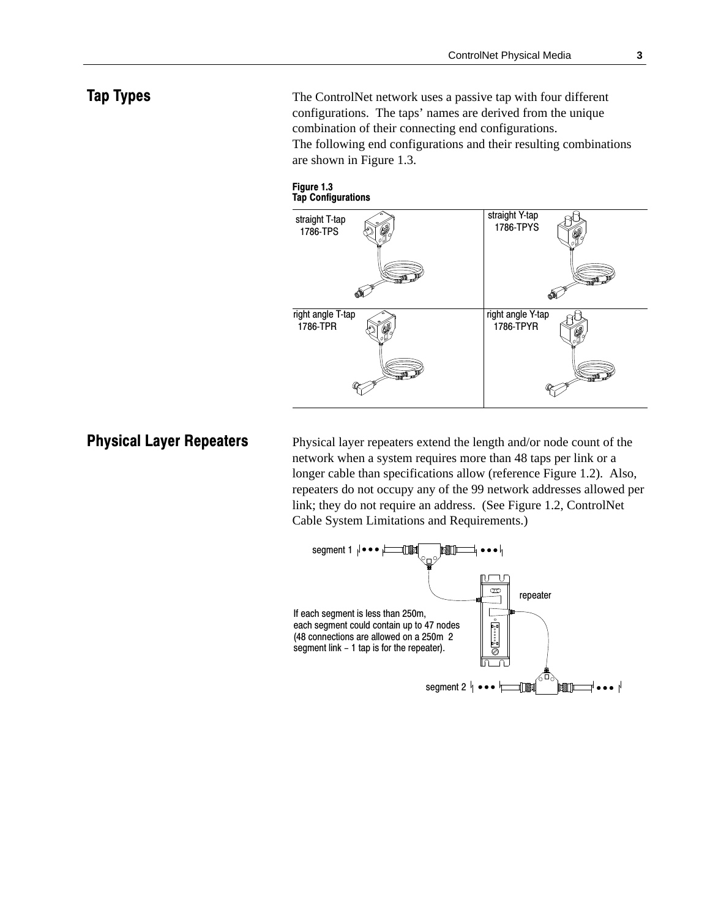## Tap Types

The ControlNet network uses a passive tap with four different configurations. The taps' names are derived from the unique combination of their connecting end configurations.
The following end configurations and their resulting combinations are shown in Figure 1.3.

**Figure 1.3**
**Tap Configurations**

| | |
|---|---|
| straight T-tap 1786-TPS | straight Y-tap 1786-TPYS |
| right angle T-tap 1786-TPR | right angle Y-tap 1786-TPYR |

## Physical Layer Repeaters

Physical layer repeaters extend the length and/or node count of the network when a system requires more than 48 taps per link or a longer cable than specifications allow (reference Figure 1.2). Also, repeaters do not occupy any of the 99 network addresses allowed per link; they do not require an address. (See Figure 1.2, ControlNet Cable System Limitations and Requirements.)

segment 1

repeater

If each segment is less than 250m, each segment could contain up to 47 nodes (48 connections are allowed on a 250m 2 segment link – 1 tap is for the repeater).

segment 2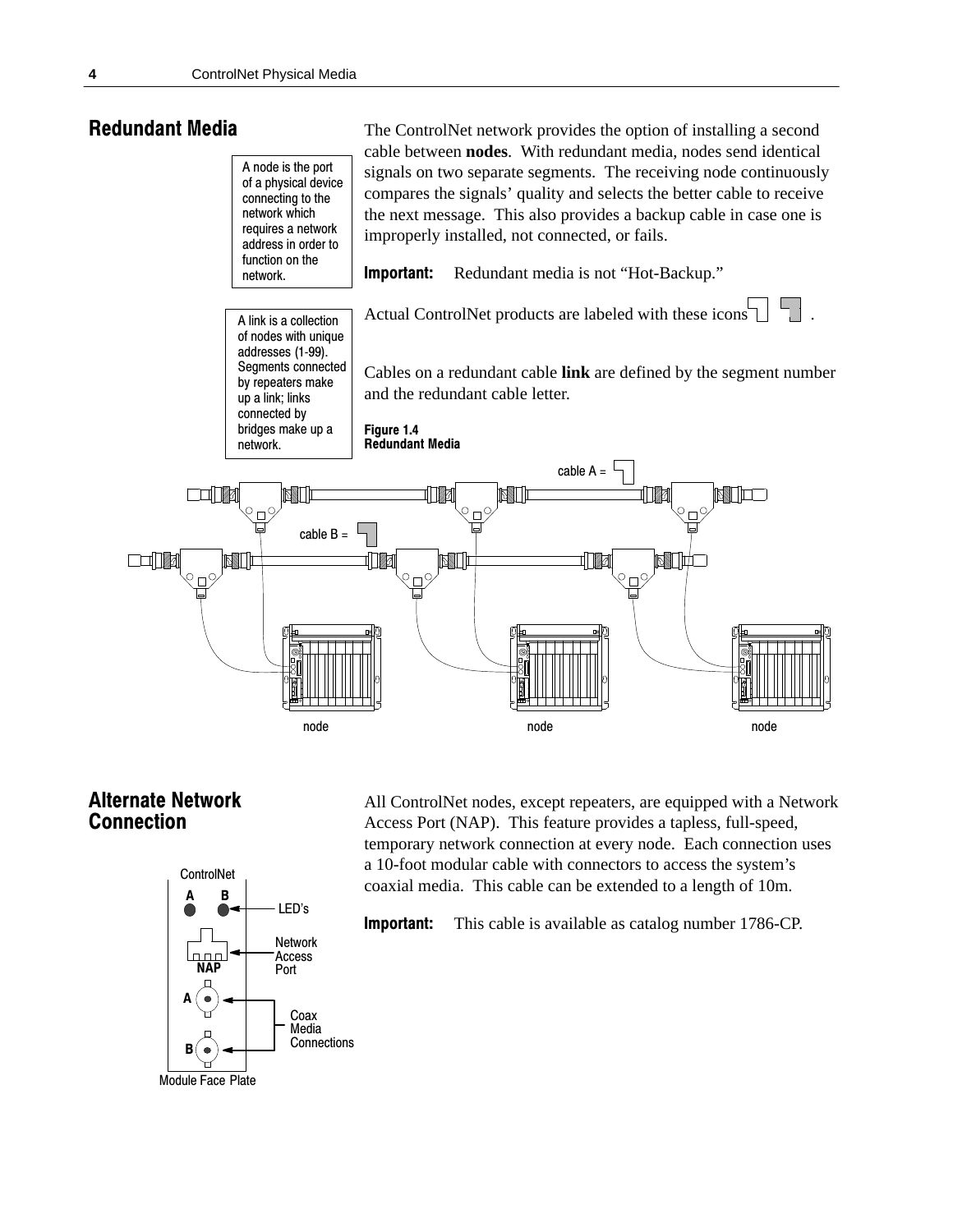## Redundant Media

> A node is the port of a physical device connecting to the network which requires a network address in order to function on the network.

The ControlNet network provides the option of installing a second cable between **nodes**. With redundant media, nodes send identical signals on two separate segments. The receiving node continuously compares the signals' quality and selects the better cable to receive the next message. This also provides a backup cable in case one is improperly installed, not connected, or fails.

**Important:** Redundant media is not "Hot-Backup."

> A link is a collection of nodes with unique addresses (1-99). Segments connected by repeaters make up a link; links connected by bridges make up a network.

Actual ControlNet products are labeled with these icons .

Cables on a redundant cable **link** are defined by the segment number and the redundant cable letter.

**Figure 1.4**
**Redundant Media**

cable A =

cable B =

node node node

## Alternate Network Connection

All ControlNet nodes, except repeaters, are equipped with a Network Access Port (NAP). This feature provides a tapless, full-speed, temporary network connection at every node. Each connection uses a 10-foot modular cable with connectors to access the system's coaxial media. This cable can be extended to a length of 10m.

**Important:** This cable is available as catalog number 1786-CP.

ControlNet
A B
LED's
Network Access Port
NAP
A
B
Coax Media Connections
Module Face Plate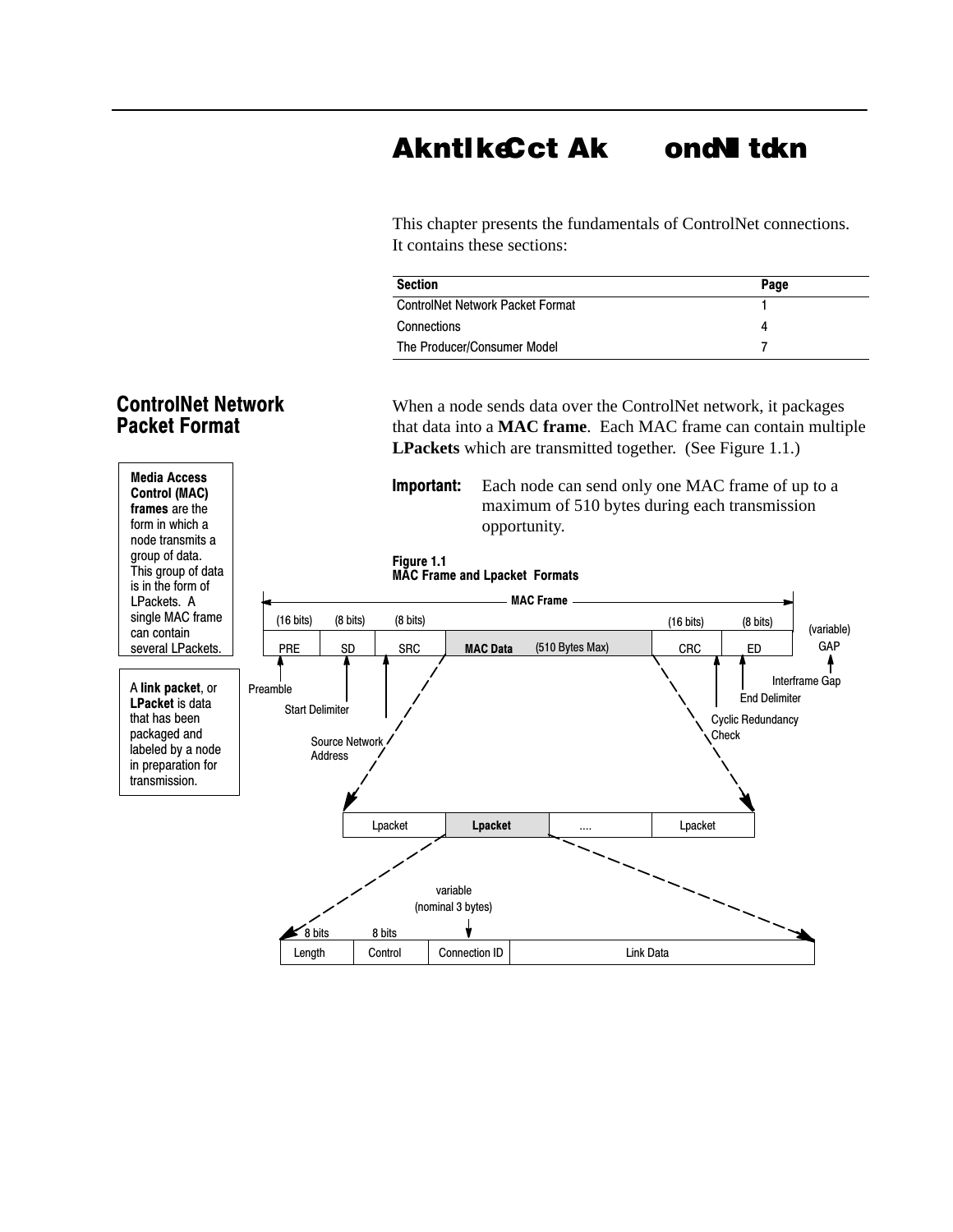# AkntlkeCct Ak ondNl tdkn

This chapter presents the fundamentals of ControlNet connections. It contains these sections:

| Section | Page |
| --- | --- |
| ControlNet Network Packet Format | 1 |
| Connections | 4 |
| The Producer/Consumer Model | 7 |

## ControlNet Network Packet Format

**Media Access Control (MAC) frames** are the form in which a node transmits a group of data. This group of data is in the form of LPackets. A single MAC frame can contain several LPackets.

A **link packet**, or **LPacket** is data that has been packaged and labeled by a node in preparation for transmission.

When a node sends data over the ControlNet network, it packages that data into a **MAC frame**. Each MAC frame can contain multiple **LPackets** which are transmitted together. (See Figure 1.1.)

**Important:** Each node can send only one MAC frame of up to a maximum of 510 bytes during each transmission opportunity.

**Figure 1.1**
**MAC Frame and Lpacket Formats**

MAC Frame

| PRE (16 bits) | SD (8 bits) | SRC (8 bits) | MAC Data (510 Bytes Max) | CRC (16 bits) | ED (8 bits) | GAP (variable) |
| --- | --- | --- | --- | --- | --- | --- |
| Preamble | Start Delimiter | Source Network Address | | Cyclic Redundancy Check | End Delimiter | Interframe Gap |

| Lpacket | Lpacket | .... | Lpacket |
| --- | --- | --- | --- |

| Length (8 bits) | Control (8 bits) | Connection ID (variable (nominal 3 bytes)) | Link Data |
| --- | --- | --- | --- |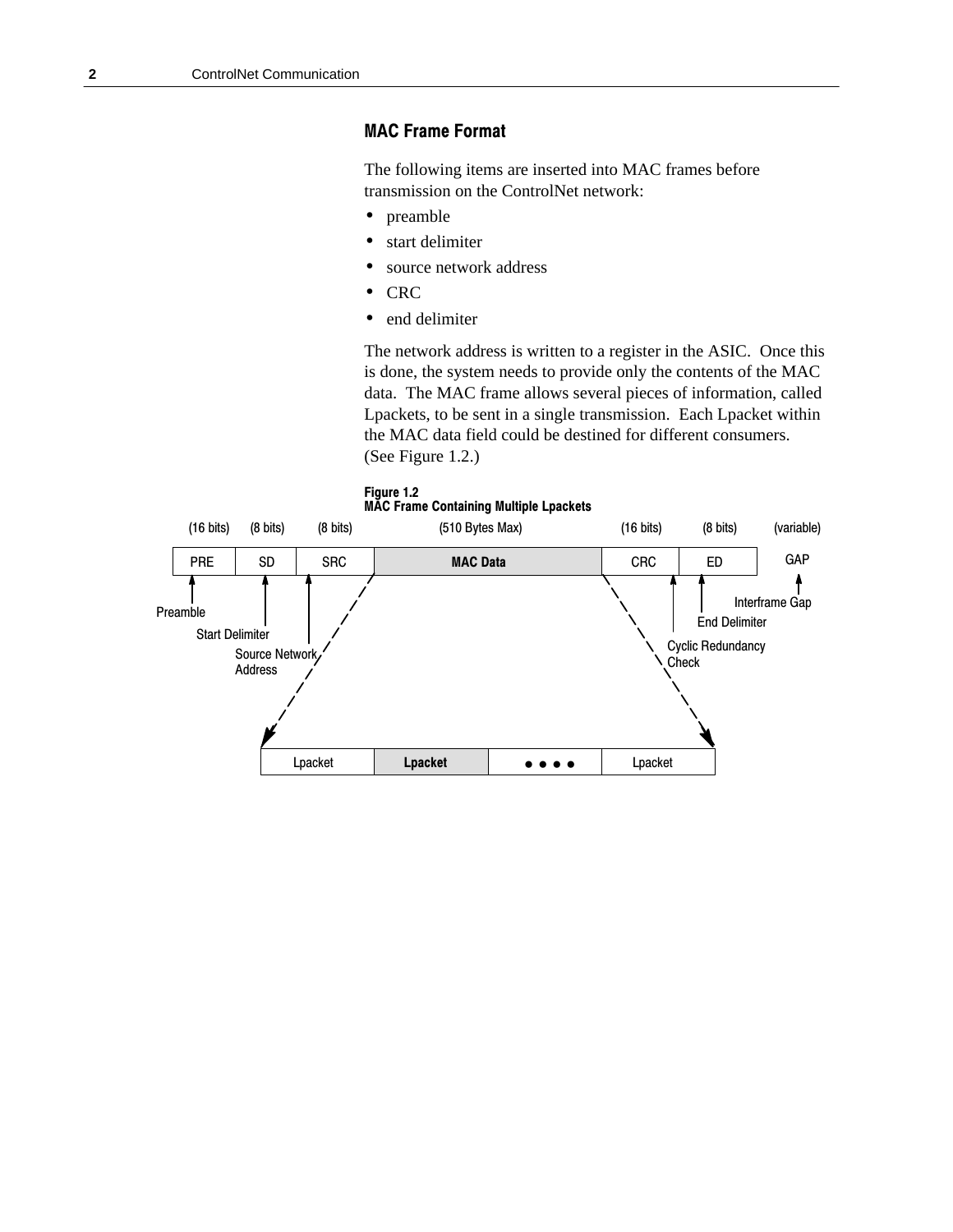## MAC Frame Format

The following items are inserted into MAC frames before transmission on the ControlNet network:

- preamble
- start delimiter
- source network address
- CRC
- end delimiter

The network address is written to a register in the ASIC. Once this is done, the system needs to provide only the contents of the MAC data. The MAC frame allows several pieces of information, called Lpackets, to be sent in a single transmission. Each Lpacket within the MAC data field could be destined for different consumers. (See Figure 1.2.)

**Figure 1.2**
**MAC Frame Containing Multiple Lpackets**

| PRE | SD | SRC | MAC Data | CRC | ED | GAP |
|---|---|---|---|---|---|---|
| (16 bits) | (8 bits) | (8 bits) | (510 Bytes Max) | (16 bits) | (8 bits) | (variable) |
| Preamble | Start Delimiter | Source Network Address | | Cyclic Redundancy Check | End Delimiter | Interframe Gap |

MAC Data:

| Lpacket | Lpacket | ● ● ● ● | Lpacket |
|---|---|---|---|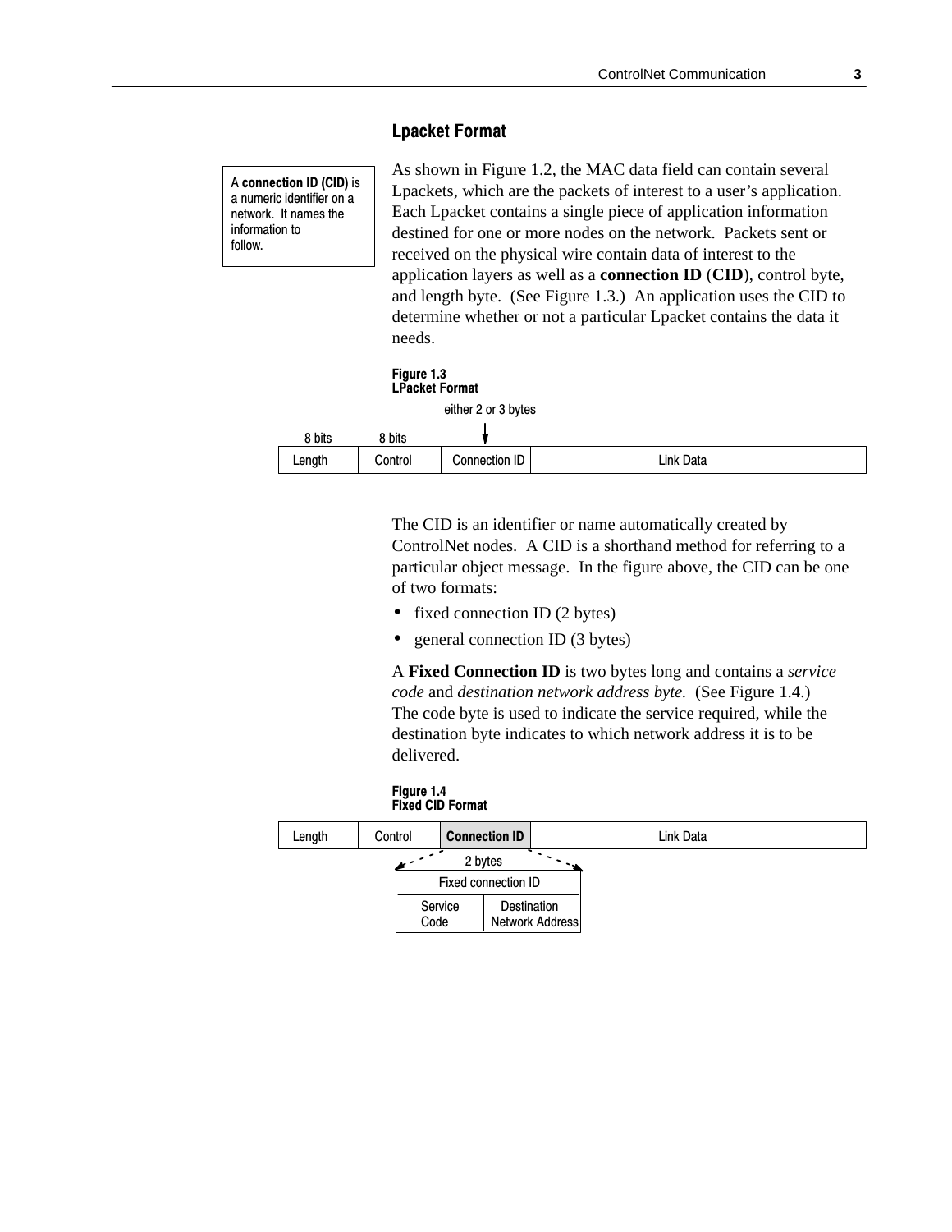## Lpacket Format

A **connection ID (CID)** is a numeric identifier on a network. It names the information to follow.

As shown in Figure 1.2, the MAC data field can contain several Lpackets, which are the packets of interest to a user's application. Each Lpacket contains a single piece of application information destined for one or more nodes on the network. Packets sent or received on the physical wire contain data of interest to the application layers as well as a **connection ID** (**CID**), control byte, and length byte. (See Figure 1.3.) An application uses the CID to determine whether or not a particular Lpacket contains the data it needs.

**Figure 1.3**
**LPacket Format**

| Length | Control | Connection ID | Link Data |
|---|---|---|---|
| 8 bits | 8 bits | either 2 or 3 bytes | |

The CID is an identifier or name automatically created by ControlNet nodes. A CID is a shorthand method for referring to a particular object message. In the figure above, the CID can be one of two formats:

- fixed connection ID (2 bytes)
- general connection ID (3 bytes)

A **Fixed Connection ID** is two bytes long and contains a *service code* and *destination network address byte.* (See Figure 1.4.) The code byte is used to indicate the service required, while the destination byte indicates to which network address it is to be delivered.

**Figure 1.4**
**Fixed CID Format**

| Length | Control | **Connection ID** | Link Data |
|---|---|---|---|

Connection ID (2 bytes):

| Fixed connection ID | |
|---|---|
| Service Code | Destination Network Address |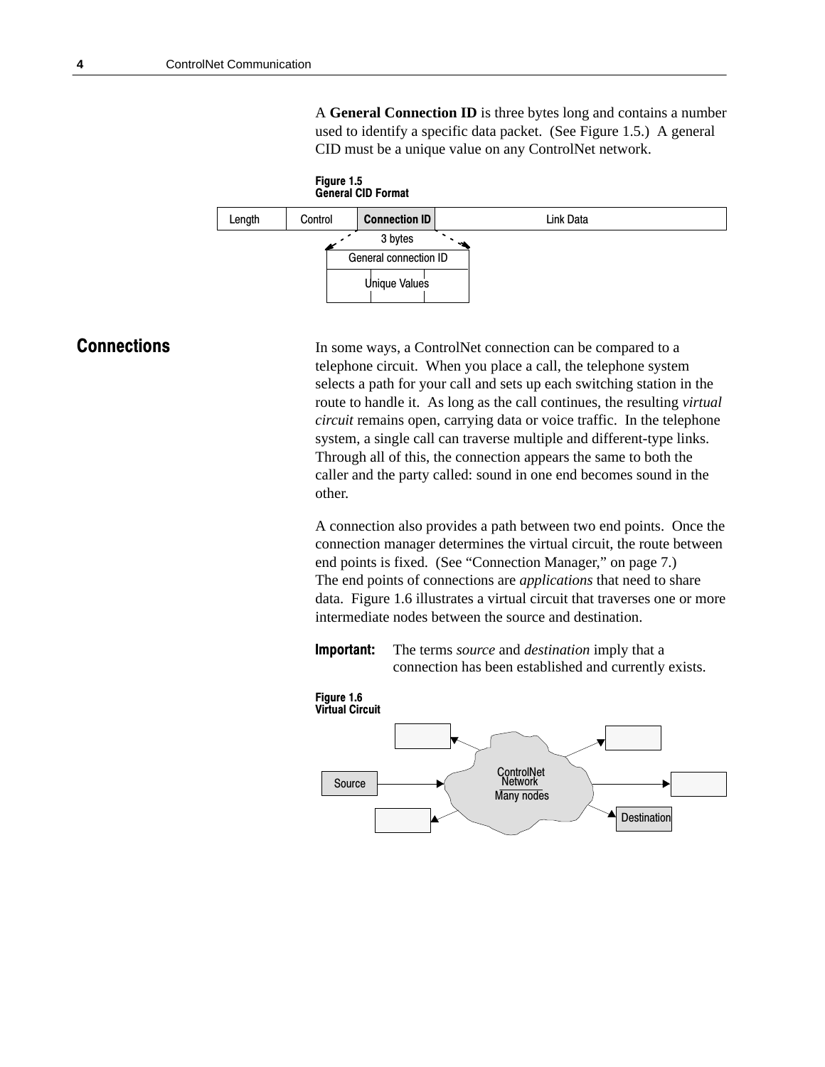A **General Connection ID** is three bytes long and contains a number used to identify a specific data packet. (See Figure 1.5.) A general CID must be a unique value on any ControlNet network.

**Figure 1.5**
**General CID Format**

| Length | Control | Connection ID | Link Data |
| --- | --- | --- | --- |

3 bytes
General connection ID
Unique Values

## Connections

In some ways, a ControlNet connection can be compared to a telephone circuit. When you place a call, the telephone system selects a path for your call and sets up each switching station in the route to handle it. As long as the call continues, the resulting *virtual circuit* remains open, carrying data or voice traffic. In the telephone system, a single call can traverse multiple and different-type links. Through all of this, the connection appears the same to both the caller and the party called: sound in one end becomes sound in the other.

A connection also provides a path between two end points. Once the connection manager determines the virtual circuit, the route between end points is fixed. (See "Connection Manager," on page 7.) The end points of connections are *applications* that need to share data. Figure 1.6 illustrates a virtual circuit that traverses one or more intermediate nodes between the source and destination.

**Important:** The terms *source* and *destination* imply that a connection has been established and currently exists.

**Figure 1.6**
**Virtual Circuit**

Source → ControlNet Network, Many nodes → Destination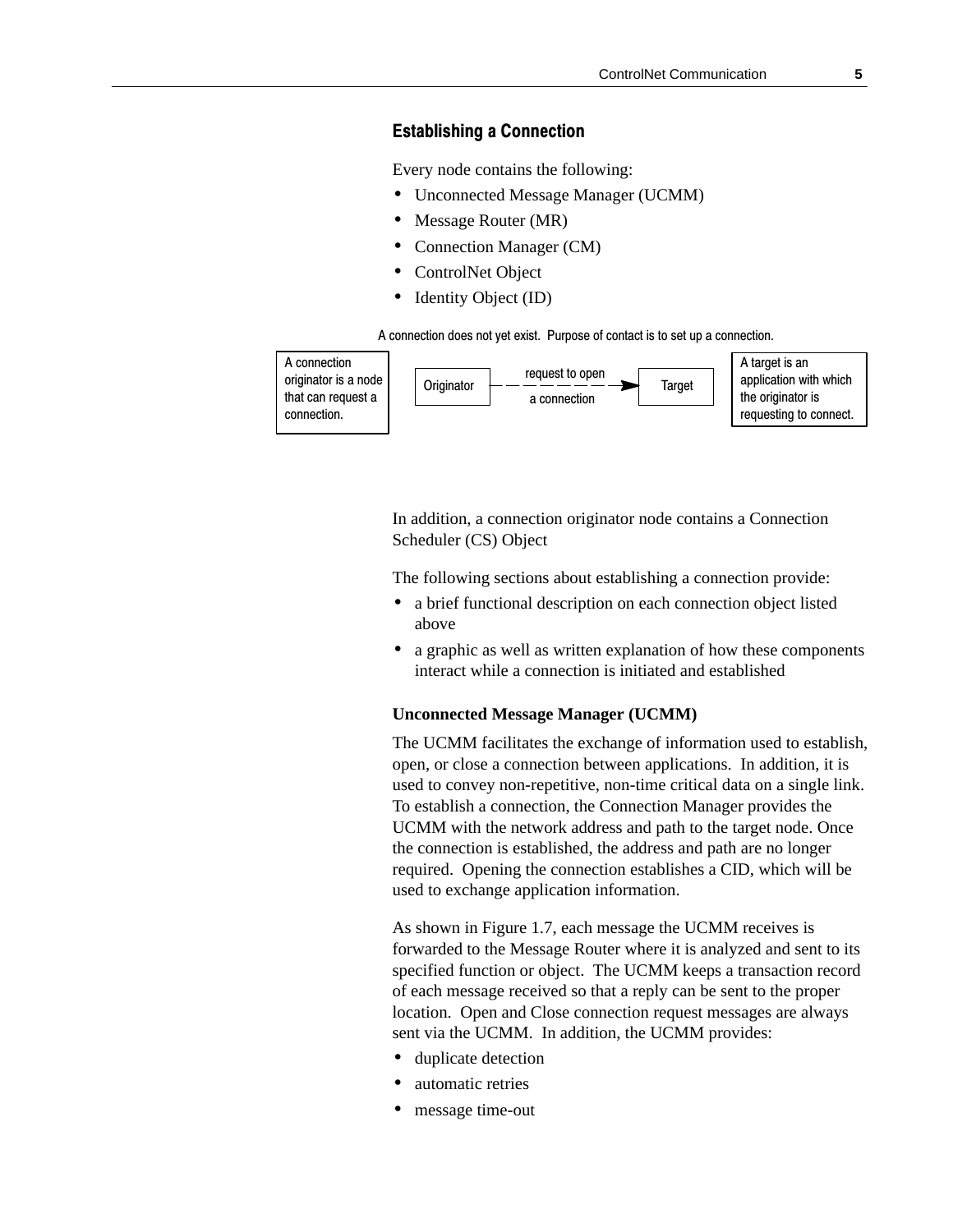## Establishing a Connection

Every node contains the following:

- Unconnected Message Manager (UCMM)
- Message Router (MR)
- Connection Manager (CM)
- ControlNet Object
- Identity Object (ID)

A connection does not yet exist. Purpose of contact is to set up a connection.

A connection originator is a node that can request a connection.

Originator — request to open a connection → Target

A target is an application with which the originator is requesting to connect.

In addition, a connection originator node contains a Connection Scheduler (CS) Object

The following sections about establishing a connection provide:

- a brief functional description on each connection object listed above
- a graphic as well as written explanation of how these components interact while a connection is initiated and established

### Unconnected Message Manager (UCMM)

The UCMM facilitates the exchange of information used to establish, open, or close a connection between applications. In addition, it is used to convey non-repetitive, non-time critical data on a single link. To establish a connection, the Connection Manager provides the UCMM with the network address and path to the target node. Once the connection is established, the address and path are no longer required. Opening the connection establishes a CID, which will be used to exchange application information.

As shown in Figure 1.7, each message the UCMM receives is forwarded to the Message Router where it is analyzed and sent to its specified function or object. The UCMM keeps a transaction record of each message received so that a reply can be sent to the proper location. Open and Close connection request messages are always sent via the UCMM. In addition, the UCMM provides:

- duplicate detection
- automatic retries
- message time-out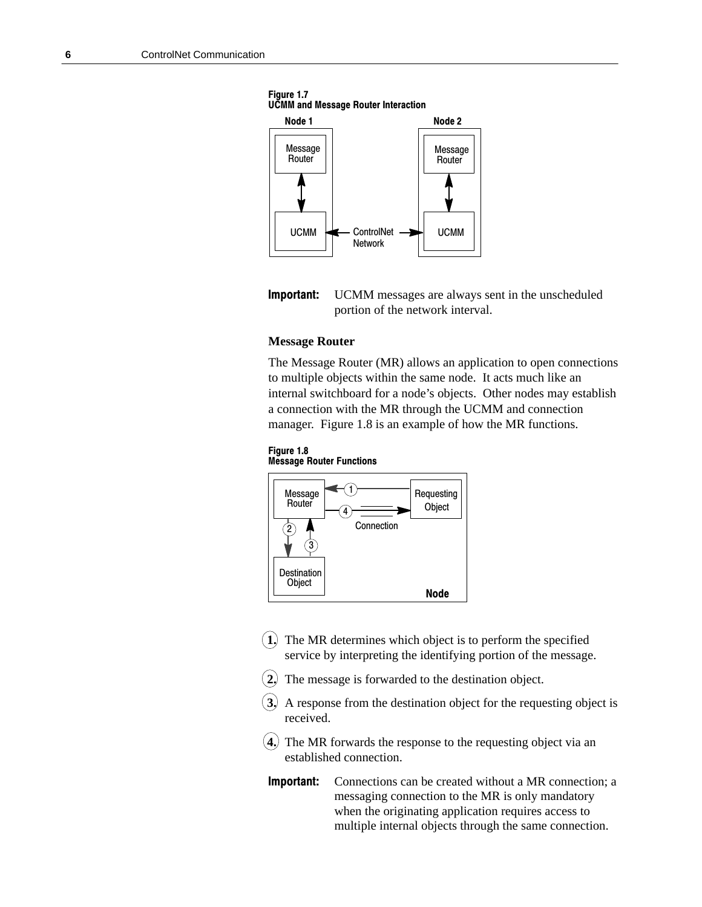**Figure 1.7**
**UCMM and Message Router Interaction**

**Important:** UCMM messages are always sent in the unscheduled portion of the network interval.

### Message Router

The Message Router (MR) allows an application to open connections to multiple objects within the same node. It acts much like an internal switchboard for a node's objects. Other nodes may establish a connection with the MR through the UCMM and connection manager. Figure 1.8 is an example of how the MR functions.

**Figure 1.8**
**Message Router Functions**

1. The MR determines which object is to perform the specified service by interpreting the identifying portion of the message.
2. The message is forwarded to the destination object.
3. A response from the destination object for the requesting object is received.
4. The MR forwards the response to the requesting object via an established connection.

**Important:** Connections can be created without a MR connection; a messaging connection to the MR is only mandatory when the originating application requires access to multiple internal objects through the same connection.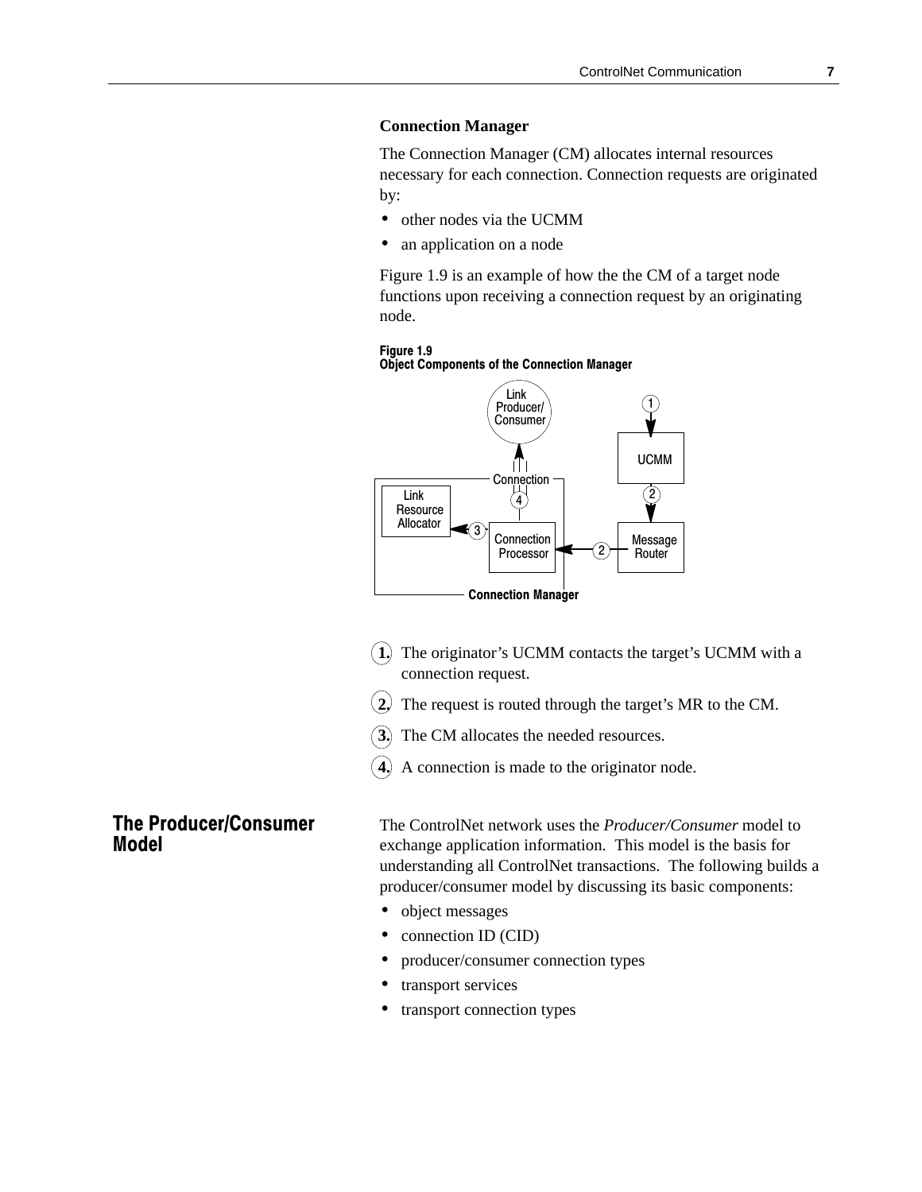### Connection Manager

The Connection Manager (CM) allocates internal resources necessary for each connection. Connection requests are originated by:

- other nodes via the UCMM
- an application on a node

Figure 1.9 is an example of how the the CM of a target node functions upon receiving a connection request by an originating node.

**Figure 1.9**
**Object Components of the Connection Manager**

1. The originator's UCMM contacts the target's UCMM with a connection request.
2. The request is routed through the target's MR to the CM.
3. The CM allocates the needed resources.
4. A connection is made to the originator node.

## The Producer/Consumer Model

The ControlNet network uses the *Producer/Consumer* model to exchange application information. This model is the basis for understanding all ControlNet transactions. The following builds a producer/consumer model by discussing its basic components:

- object messages
- connection ID (CID)
- producer/consumer connection types
- transport services
- transport connection types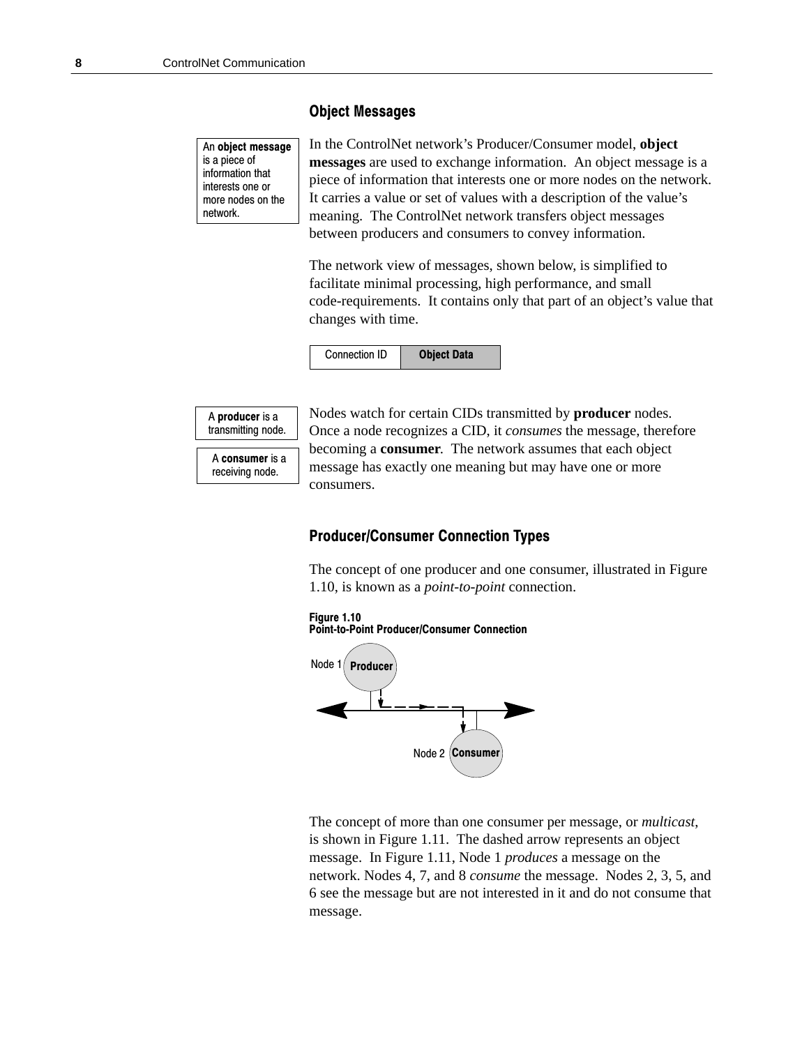## Object Messages

An **object message** is a piece of information that interests one or more nodes on the network.

In the ControlNet network's Producer/Consumer model, **object messages** are used to exchange information. An object message is a piece of information that interests one or more nodes on the network. It carries a value or set of values with a description of the value's meaning. The ControlNet network transfers object messages between producers and consumers to convey information.

The network view of messages, shown below, is simplified to facilitate minimal processing, high performance, and small code-requirements. It contains only that part of an object's value that changes with time.

| Connection ID | **Object Data** |
|---|---|

A **producer** is a transmitting node.

A **consumer** is a receiving node.

Nodes watch for certain CIDs transmitted by **producer** nodes. Once a node recognizes a CID, it *consumes* the message, therefore becoming a **consumer**. The network assumes that each object message has exactly one meaning but may have one or more consumers.

## Producer/Consumer Connection Types

The concept of one producer and one consumer, illustrated in Figure 1.10, is known as a *point-to-point* connection.

**Figure 1.10**
**Point-to-Point Producer/Consumer Connection**

Node 1 Producer

Node 2 Consumer

The concept of more than one consumer per message, or *multicast*, is shown in Figure 1.11. The dashed arrow represents an object message. In Figure 1.11, Node 1 *produces* a message on the network. Nodes 4, 7, and 8 *consume* the message. Nodes 2, 3, 5, and 6 see the message but are not interested in it and do not consume that message.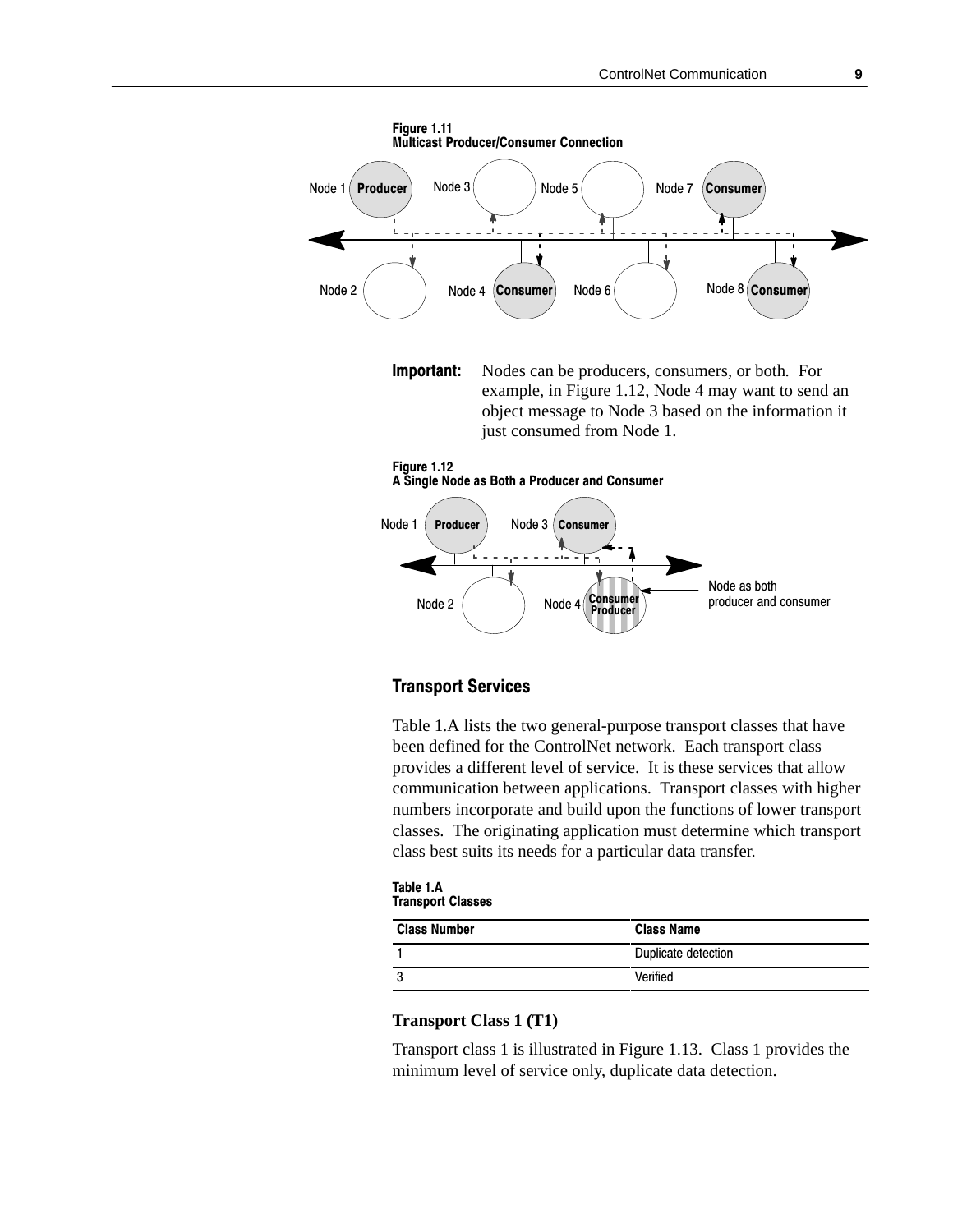**Figure 1.11**
**Multicast Producer/Consumer Connection**

**Important:** Nodes can be producers, consumers, or both. For example, in Figure 1.12, Node 4 may want to send an object message to Node 3 based on the information it just consumed from Node 1.

**Figure 1.12**
**A Single Node as Both a Producer and Consumer**

## Transport Services

Table 1.A lists the two general-purpose transport classes that have been defined for the ControlNet network. Each transport class provides a different level of service. It is these services that allow communication between applications. Transport classes with higher numbers incorporate and build upon the functions of lower transport classes. The originating application must determine which transport class best suits its needs for a particular data transfer.

**Table 1.A**
**Transport Classes**

| Class Number | Class Name |
|---|---|
| 1 | Duplicate detection |
| 3 | Verified |

### Transport Class 1 (T1)

Transport class 1 is illustrated in Figure 1.13. Class 1 provides the minimum level of service only, duplicate data detection.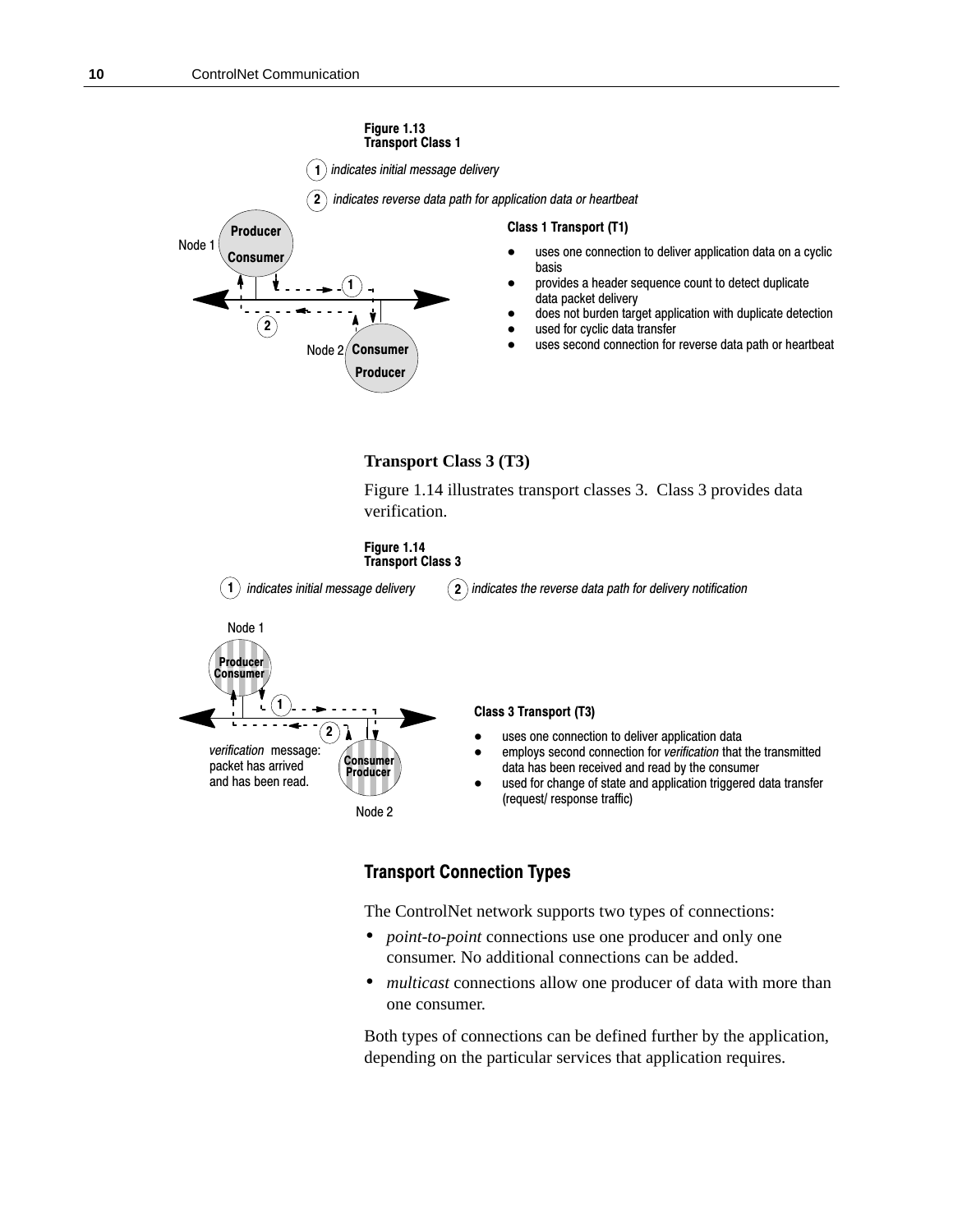**Figure 1.13**
**Transport Class 1**

1 indicates initial message delivery

2 indicates reverse data path for application data or heartbeat

Node 1 Producer Consumer

Node 2 Consumer Producer

**Class 1 Transport (T1)**

- uses one connection to deliver application data on a cyclic basis
- provides a header sequence count to detect duplicate data packet delivery
- does not burden target application with duplicate detection
- used for cyclic data transfer
- uses second connection for reverse data path or heartbeat

**Transport Class 3 (T3)**

Figure 1.14 illustrates transport classes 3. Class 3 provides data verification.

**Figure 1.14**
**Transport Class 3**

1 indicates initial message delivery

2 indicates the reverse data path for delivery notification

Node 1 Producer Consumer

Node 2 Consumer Producer

*verification* message: packet has arrived and has been read.

**Class 3 Transport (T3)**

- uses one connection to deliver application data
- employs second connection for *verification* that the transmitted data has been received and read by the consumer
- used for change of state and application triggered data transfer (request/ response traffic)

## Transport Connection Types

The ControlNet network supports two types of connections:

- *point-to-point* connections use one producer and only one consumer. No additional connections can be added.
- *multicast* connections allow one producer of data with more than one consumer.

Both types of connections can be defined further by the application, depending on the particular services that application requires.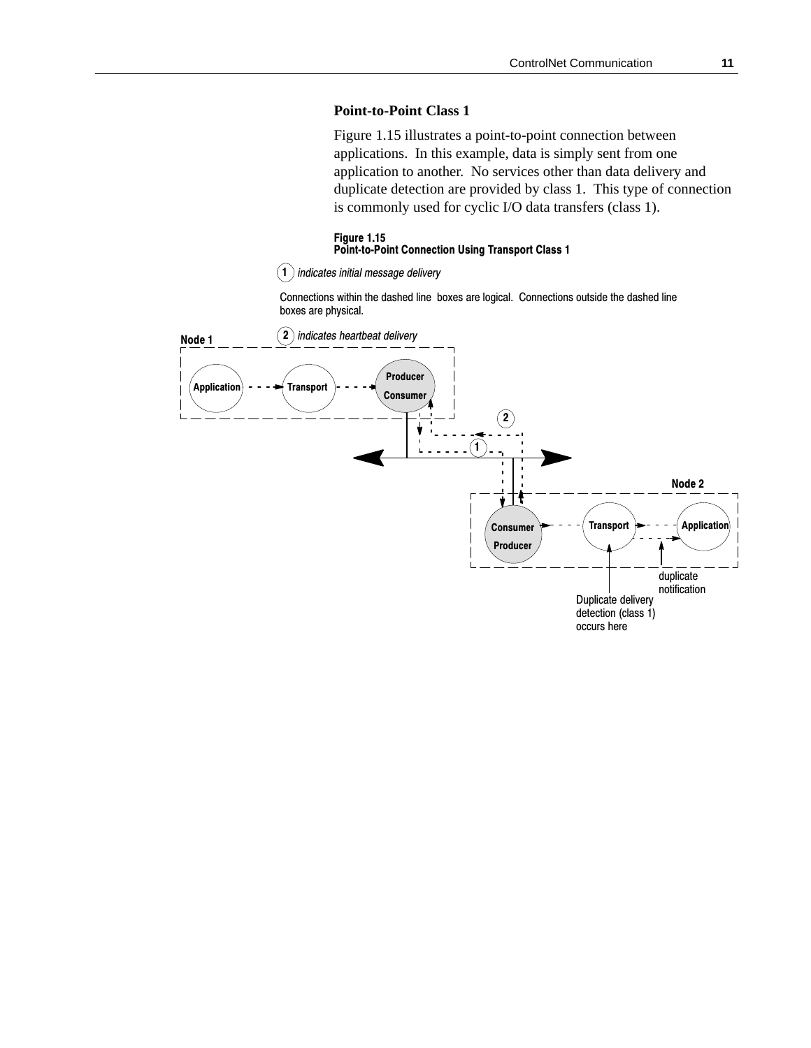### Point-to-Point Class 1

Figure 1.15 illustrates a point-to-point connection between applications. In this example, data is simply sent from one application to another. No services other than data delivery and duplicate detection are provided by class 1. This type of connection is commonly used for cyclic I/O data transfers (class 1).

**Figure 1.15**
**Point-to-Point Connection Using Transport Class 1**

(1) *indicates initial message delivery*

Connections within the dashed line boxes are logical. Connections outside the dashed line boxes are physical.

(2) *indicates heartbeat delivery*

Node 1: Application → Transport → Producer Consumer

Node 2: Consumer Producer → Transport → Application

duplicate notification

Duplicate delivery detection (class 1) occurs here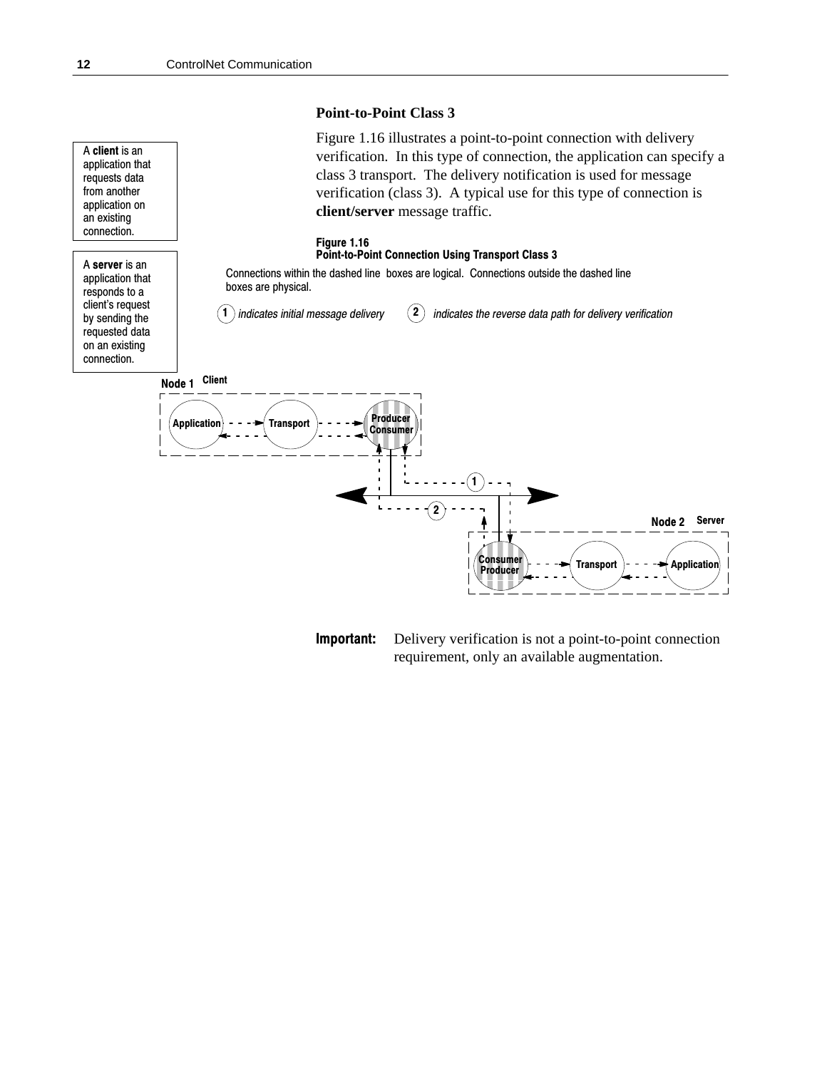### Point-to-Point Class 3

> A **client** is an application that requests data from another application on an existing connection.

> A **server** is an application that responds to a client's request by sending the requested data on an existing connection.

Figure 1.16 illustrates a point-to-point connection with delivery verification. In this type of connection, the application can specify a class 3 transport. The delivery notification is used for message verification (class 3). A typical use for this type of connection is **client/server** message traffic.

**Figure 1.16**
**Point-to-Point Connection Using Transport Class 3**

Connections within the dashed line boxes are logical. Connections outside the dashed line boxes are physical.

(1) *indicates initial message delivery* (2) *indicates the reverse data path for delivery verification*

Node 1 Client: Application → Transport → Producer/Consumer

Node 2 Server: Consumer/Producer → Transport → Application

**Important:** Delivery verification is not a point-to-point connection requirement, only an available augmentation.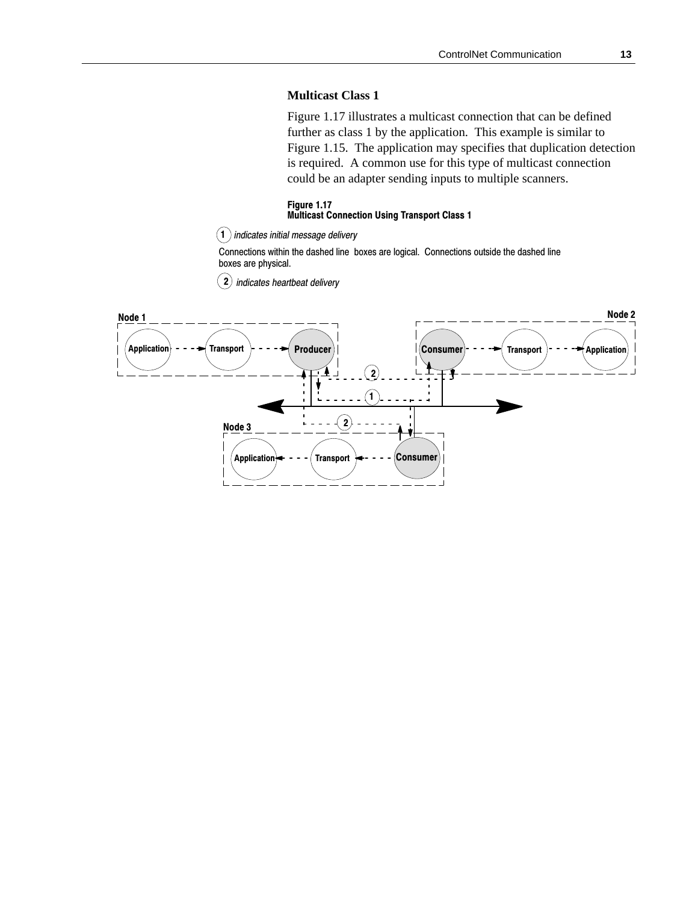### Multicast Class 1

Figure 1.17 illustrates a multicast connection that can be defined further as class 1 by the application. This example is similar to Figure 1.15. The application may specifies that duplication detection is required. A common use for this type of multicast connection could be an adapter sending inputs to multiple scanners.

**Figure 1.17**
**Multicast Connection Using Transport Class 1**

(1) *indicates initial message delivery*

Connections within the dashed line boxes are logical. Connections outside the dashed line boxes are physical.

(2) *indicates heartbeat delivery*

Node 1: Application → Transport → Producer

Node 2: Consumer → Transport → Application

Node 3: Consumer → Transport → Application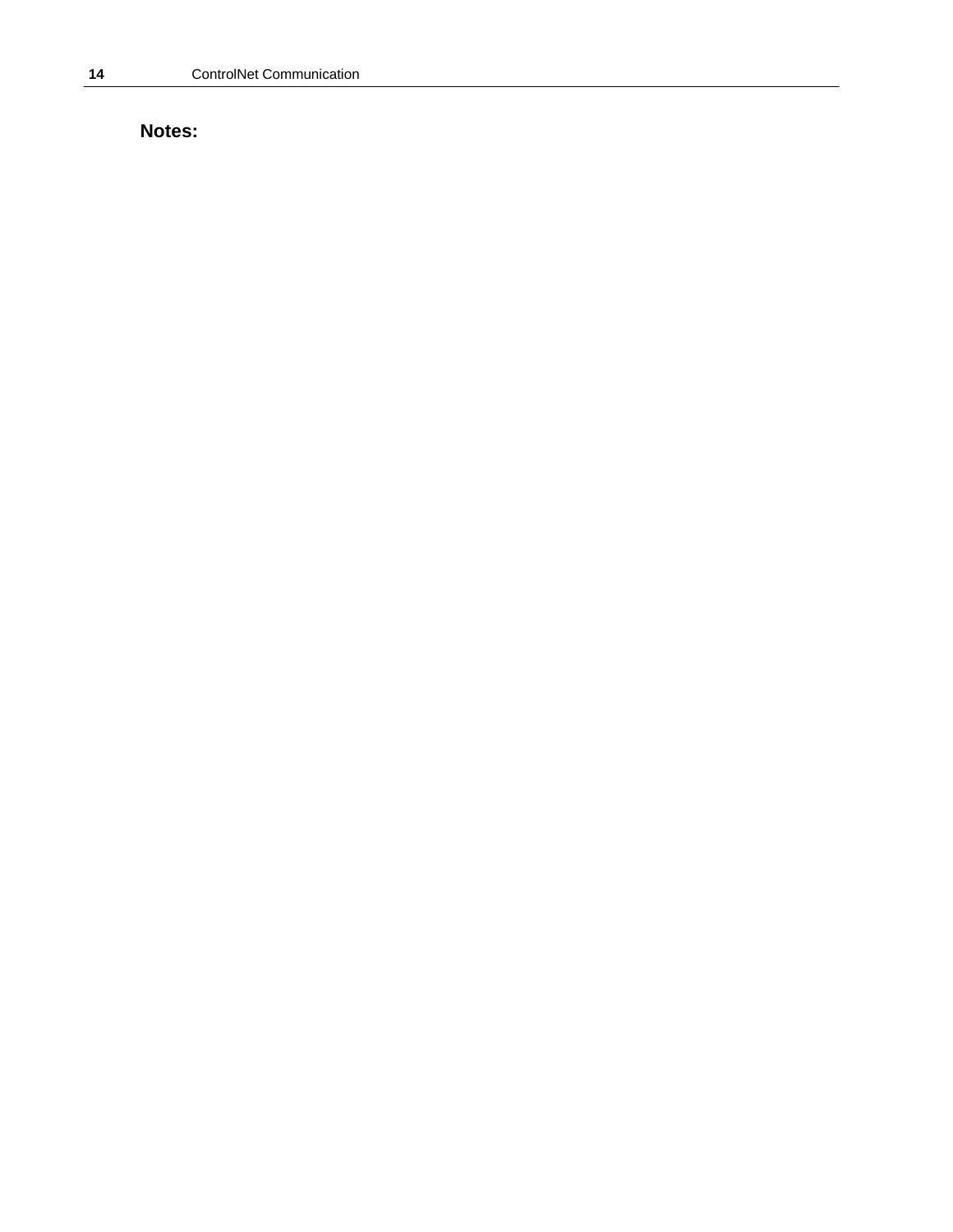**Notes:**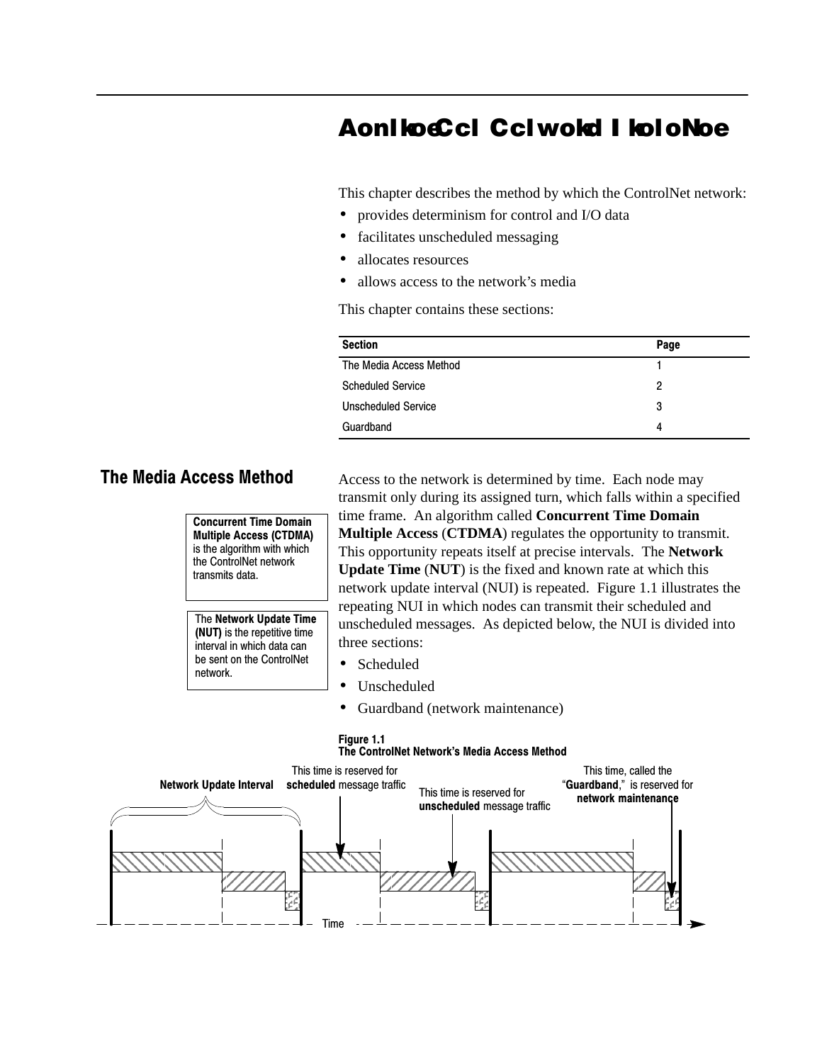# AonlkoeCcl Cclwokd I koloNoe

This chapter describes the method by which the ControlNet network:

- provides determinism for control and I/O data
- facilitates unscheduled messaging
- allocates resources
- allows access to the network's media

This chapter contains these sections:

| Section | Page |
|---|---|
| The Media Access Method | 1 |
| Scheduled Service | 2 |
| Unscheduled Service | 3 |
| Guardband | 4 |

## The Media Access Method

**Concurrent Time Domain Multiple Access (CTDMA)** is the algorithm with which the ControlNet network transmits data.

The **Network Update Time (NUT)** is the repetitive time interval in which data can be sent on the ControlNet network.

Access to the network is determined by time. Each node may transmit only during its assigned turn, which falls within a specified time frame. An algorithm called **Concurrent Time Domain Multiple Access** (**CTDMA**) regulates the opportunity to transmit. This opportunity repeats itself at precise intervals. The **Network Update Time** (**NUT**) is the fixed and known rate at which this network update interval (NUI) is repeated. Figure 1.1 illustrates the repeating NUI in which nodes can transmit their scheduled and unscheduled messages. As depicted below, the NUI is divided into three sections:

- Scheduled
- Unscheduled
- Guardband (network maintenance)

**Figure 1.1**
**The ControlNet Network's Media Access Method**

Network Update Interval — This time is reserved for **scheduled** message traffic — This time is reserved for **unscheduled** message traffic — This time, called the "**Guardband**," is reserved for **network maintenance** — Time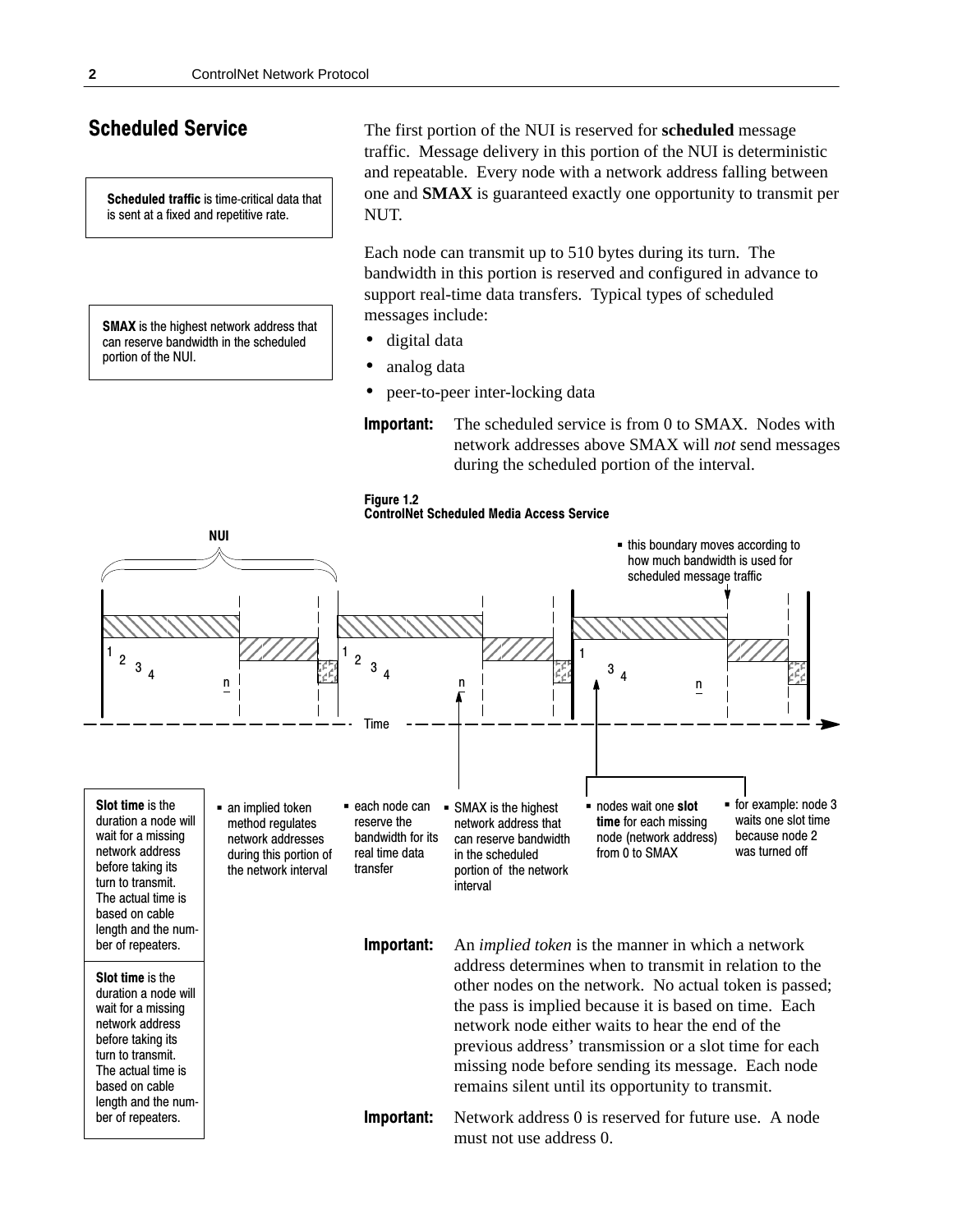## Scheduled Service

> **Scheduled traffic** is time-critical data that is sent at a fixed and repetitive rate.

> **SMAX** is the highest network address that can reserve bandwidth in the scheduled portion of the NUI.

The first portion of the NUI is reserved for **scheduled** message traffic. Message delivery in this portion of the NUI is deterministic and repeatable. Every node with a network address falling between one and **SMAX** is guaranteed exactly one opportunity to transmit per NUT.

Each node can transmit up to 510 bytes during its turn. The bandwidth in this portion is reserved and configured in advance to support real-time data transfers. Typical types of scheduled messages include:

- digital data
- analog data
- peer-to-peer inter-locking data

**Important:** The scheduled service is from 0 to SMAX. Nodes with network addresses above SMAX will *not* send messages during the scheduled portion of the interval.

**Figure 1.2**
**ControlNet Scheduled Media Access Service**

NUI

- this boundary moves according to how much bandwidth is used for scheduled message traffic

Time

> **Slot time** is the duration a node will wait for a missing network address before taking its turn to transmit. The actual time is based on cable length and the number of repeaters.

- an implied token method regulates network addresses during this portion of the network interval
- each node can reserve the bandwidth for its real time data transfer
- SMAX is the highest network address that can reserve bandwidth in the scheduled portion of the network interval
- nodes wait one **slot time** for each missing node (network address) from 0 to SMAX
- for example: node 3 waits one slot time because node 2 was turned off

> **Slot time** is the duration a node will wait for a missing network address before taking its turn to transmit. The actual time is based on cable length and the number of repeaters.

**Important:** An *implied token* is the manner in which a network address determines when to transmit in relation to the other nodes on the network. No actual token is passed; the pass is implied because it is based on time. Each network node either waits to hear the end of the previous address' transmission or a slot time for each missing node before sending its message. Each node remains silent until its opportunity to transmit.

**Important:** Network address 0 is reserved for future use. A node must not use address 0.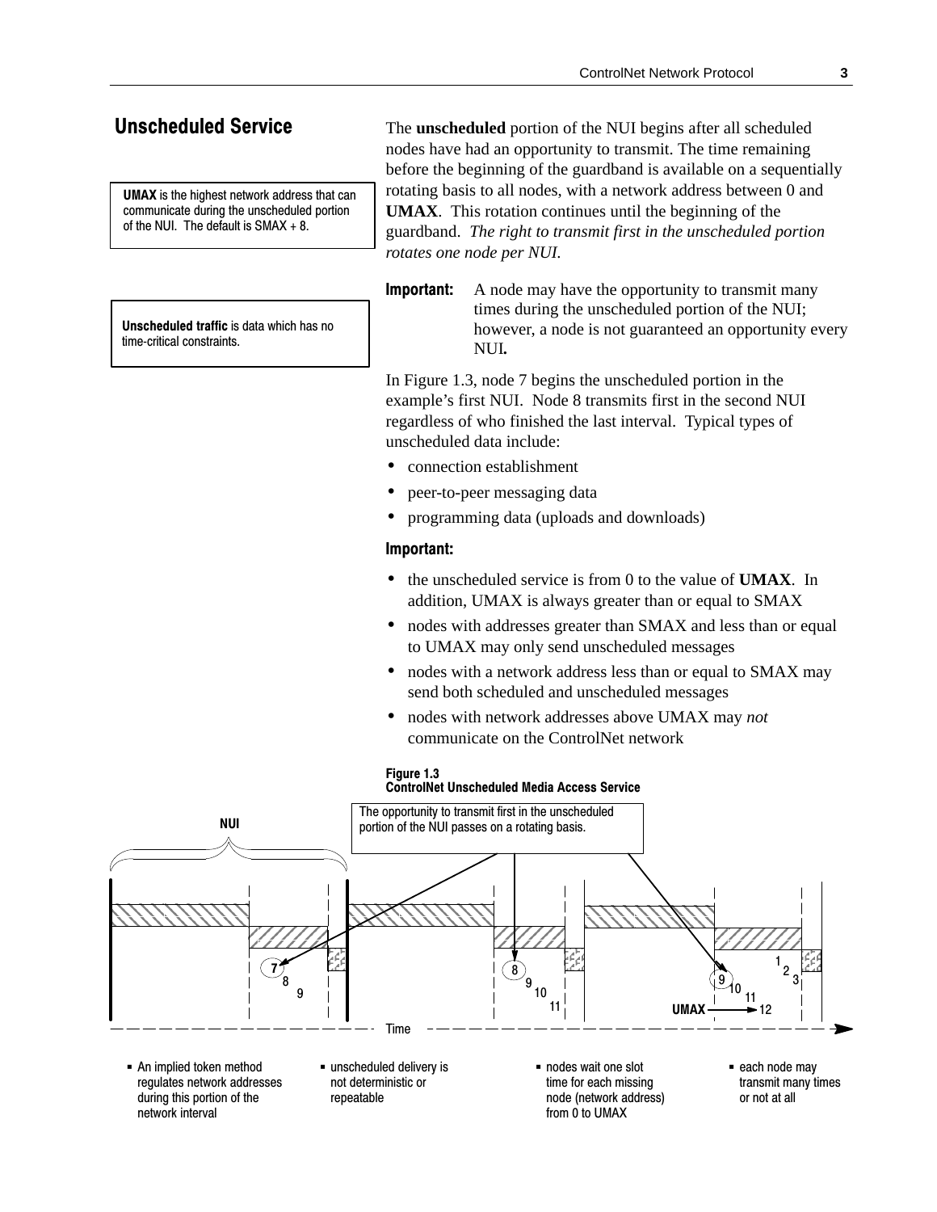## Unscheduled Service

**UMAX** is the highest network address that can communicate during the unscheduled portion of the NUI. The default is SMAX + 8.

**Unscheduled traffic** is data which has no time-critical constraints.

The **unscheduled** portion of the NUI begins after all scheduled nodes have had an opportunity to transmit. The time remaining before the beginning of the guardband is available on a sequentially rotating basis to all nodes, with a network address between 0 and **UMAX**. This rotation continues until the beginning of the guardband. *The right to transmit first in the unscheduled portion rotates one node per NUI.*

**Important:** A node may have the opportunity to transmit many times during the unscheduled portion of the NUI; however, a node is not guaranteed an opportunity every NUI**.**

In Figure 1.3, node 7 begins the unscheduled portion in the example's first NUI. Node 8 transmits first in the second NUI regardless of who finished the last interval. Typical types of unscheduled data include:

- connection establishment
- peer-to-peer messaging data
- programming data (uploads and downloads)

**Important:**

- the unscheduled service is from 0 to the value of **UMAX**. In addition, UMAX is always greater than or equal to SMAX
- nodes with addresses greater than SMAX and less than or equal to UMAX may only send unscheduled messages
- nodes with a network address less than or equal to SMAX may send both scheduled and unscheduled messages
- nodes with network addresses above UMAX may *not* communicate on the ControlNet network

**Figure 1.3**
**ControlNet Unscheduled Media Access Service**

NUI

The opportunity to transmit first in the unscheduled portion of the NUI passes on a rotating basis.

7 8 9 | 8 9 10 11 | 9 10 11 12 1 2 3

UMAX

Time

- An implied token method regulates network addresses during this portion of the network interval
- unscheduled delivery is not deterministic or repeatable
- nodes wait one slot time for each missing node (network address) from 0 to UMAX
- each node may transmit many times or not at all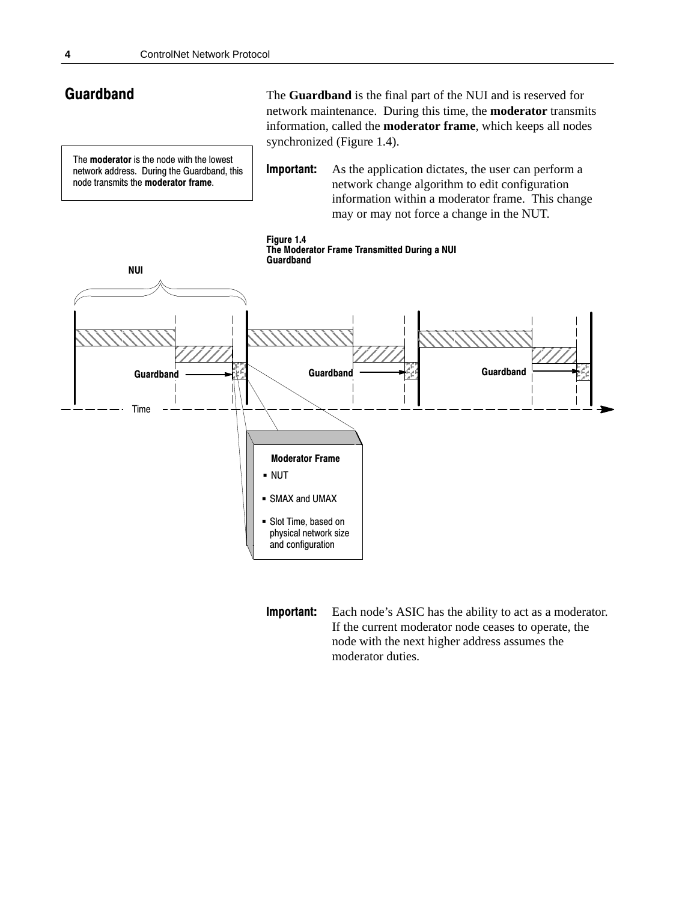## Guardband

> The **moderator** is the node with the lowest network address. During the Guardband, this node transmits the **moderator frame**.

The **Guardband** is the final part of the NUI and is reserved for network maintenance. During this time, the **moderator** transmits information, called the **moderator frame**, which keeps all nodes synchronized (Figure 1.4).

**Important:** As the application dictates, the user can perform a network change algorithm to edit configuration information within a moderator frame. This change may or may not force a change in the NUT.

**Figure 1.4**
**The Moderator Frame Transmitted During a NUI Guardband**

NUI

Guardband

Guardband

Guardband

Time

**Moderator Frame**

- NUT
- SMAX and UMAX
- Slot Time, based on physical network size and configuration

**Important:** Each node's ASIC has the ability to act as a moderator. If the current moderator node ceases to operate, the node with the next higher address assumes the moderator duties.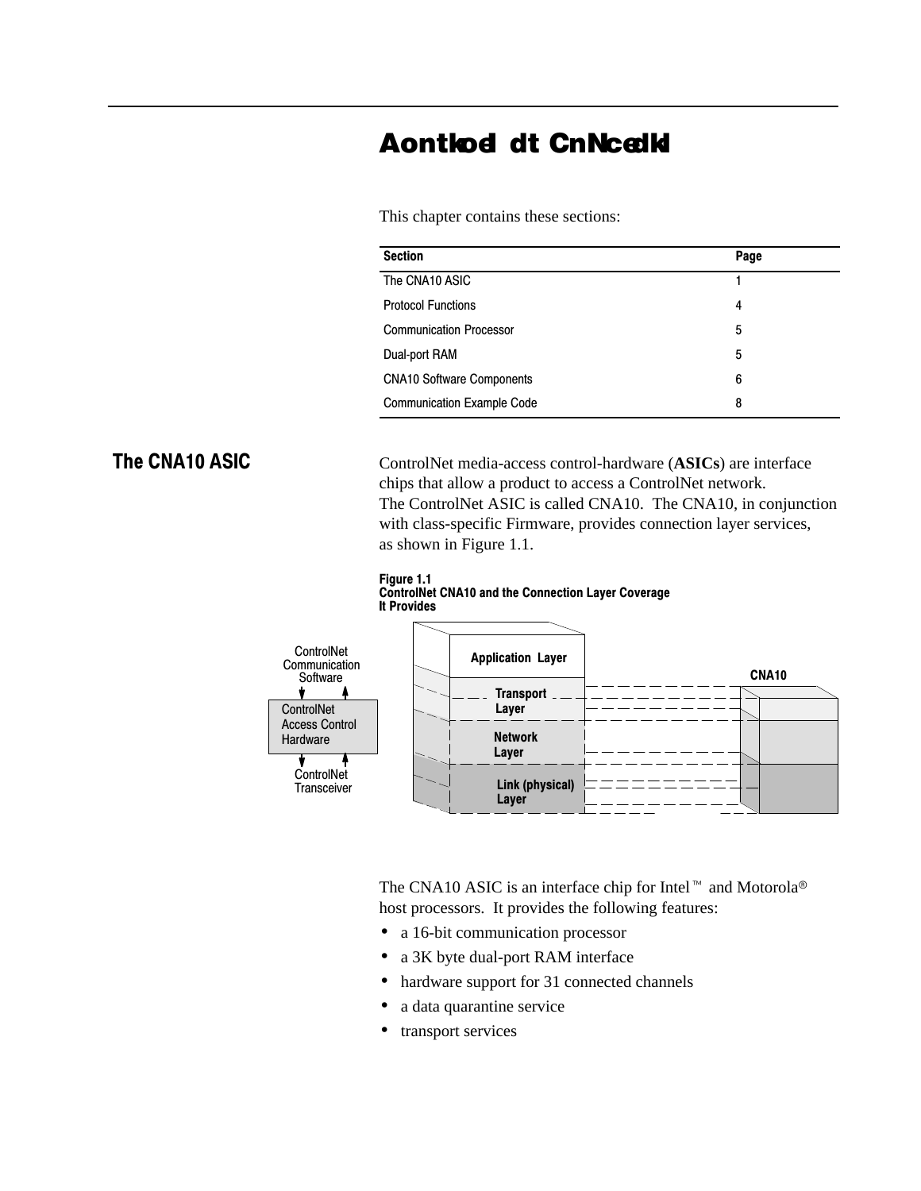# Aontkod dt CnNcedkl

This chapter contains these sections:

| Section | Page |
|---|---|
| The CNA10 ASIC | 1 |
| Protocol Functions | 4 |
| Communication Processor | 5 |
| Dual-port RAM | 5 |
| CNA10 Software Components | 6 |
| Communication Example Code | 8 |

## The CNA10 ASIC

ControlNet media-access control-hardware (**ASICs**) are interface chips that allow a product to access a ControlNet network. The ControlNet ASIC is called CNA10. The CNA10, in conjunction with class-specific Firmware, provides connection layer services, as shown in Figure 1.1.

**Figure 1.1**
**ControlNet CNA10 and the Connection Layer Coverage It Provides**

ControlNet Communication Software

ControlNet Access Control Hardware

ControlNet Transceiver

Application Layer

Transport Layer

Network Layer

Link (physical) Layer

CNA10

The CNA10 ASIC is an interface chip for Intel™ and Motorola® host processors. It provides the following features:

- a 16-bit communication processor
- a 3K byte dual-port RAM interface
- hardware support for 31 connected channels
- a data quarantine service
- transport services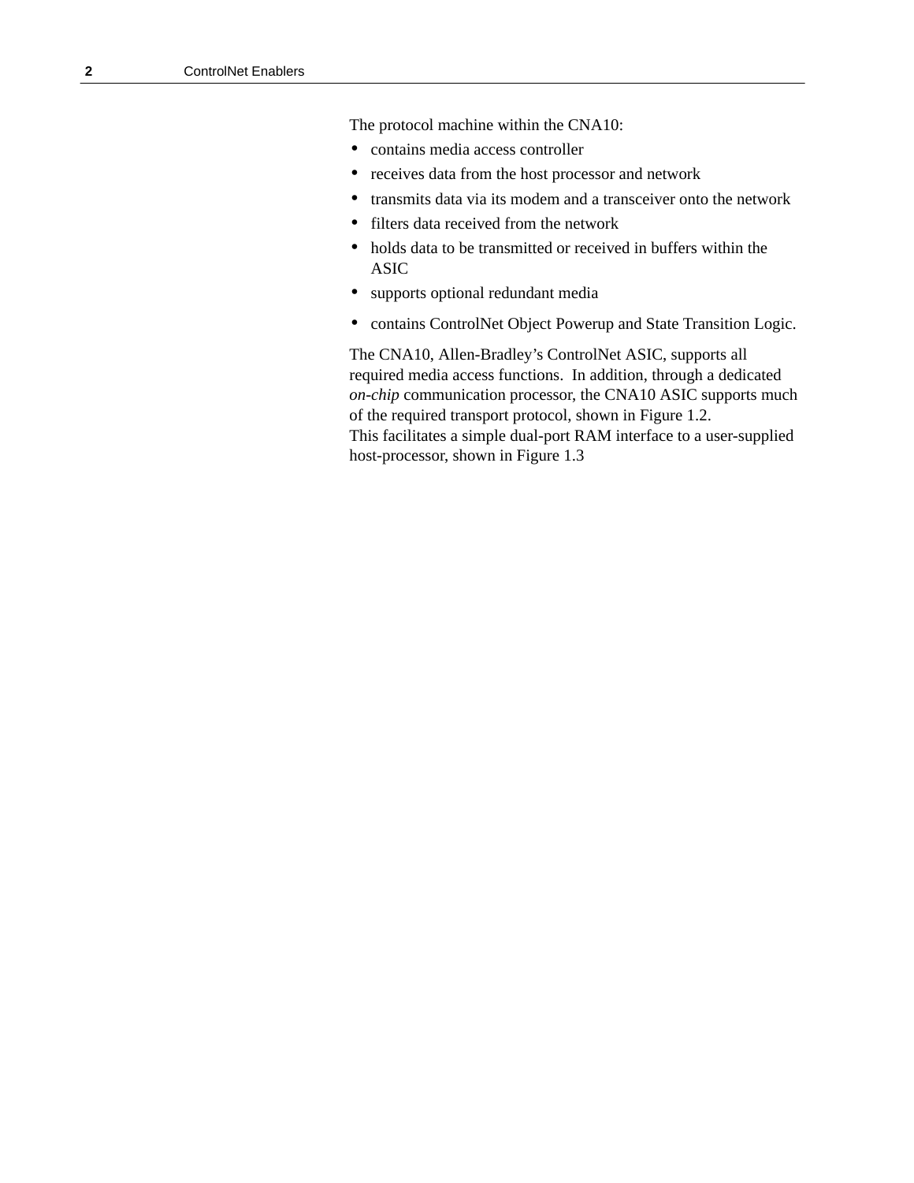The protocol machine within the CNA10:

- contains media access controller
- receives data from the host processor and network
- transmits data via its modem and a transceiver onto the network
- filters data received from the network
- holds data to be transmitted or received in buffers within the ASIC
- supports optional redundant media
- contains ControlNet Object Powerup and State Transition Logic.

The CNA10, Allen-Bradley's ControlNet ASIC, supports all required media access functions. In addition, through a dedicated *on-chip* communication processor, the CNA10 ASIC supports much of the required transport protocol, shown in Figure 1.2.
This facilitates a simple dual-port RAM interface to a user-supplied host-processor, shown in Figure 1.3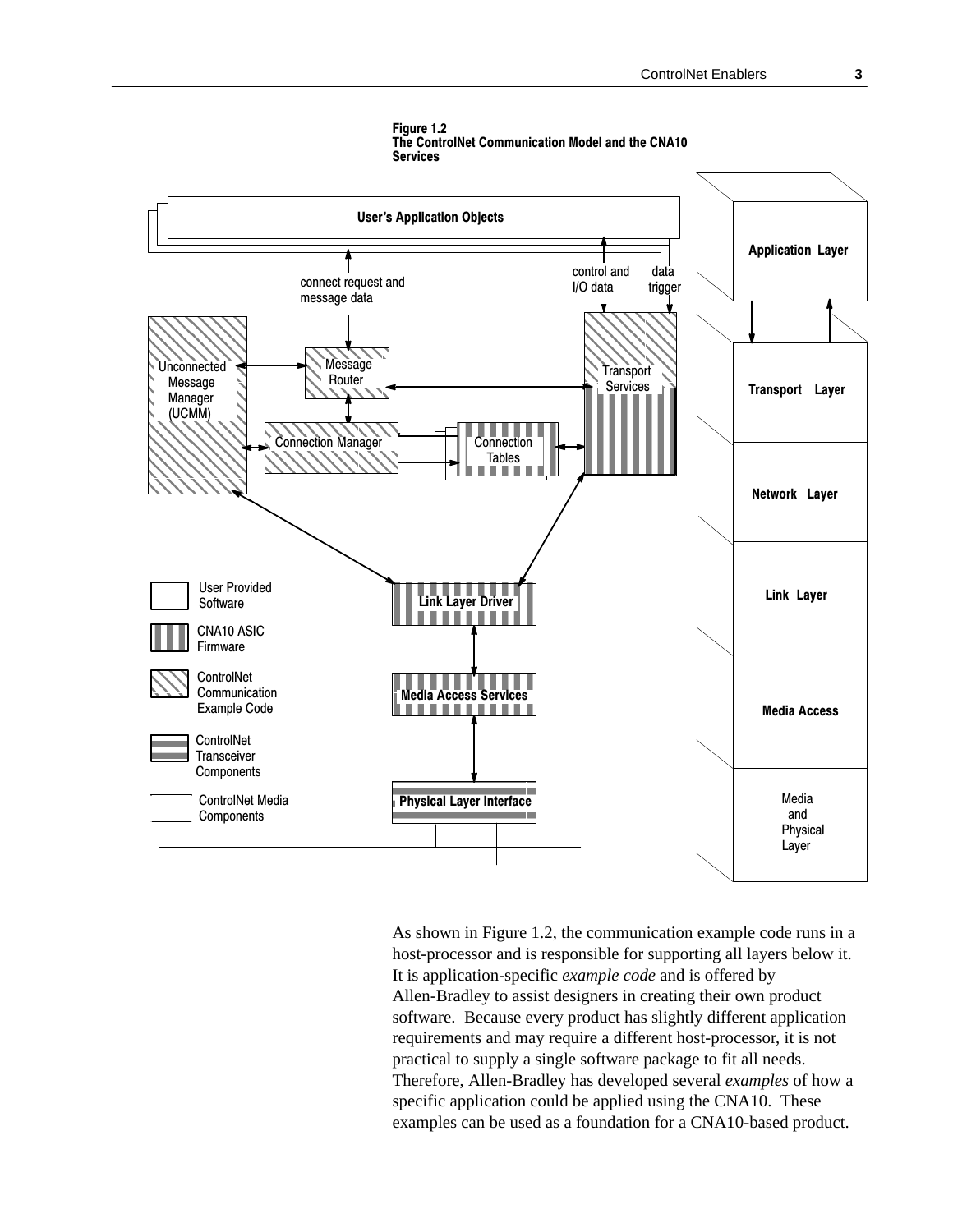**Figure 1.2**
**The ControlNet Communication Model and the CNA10 Services**

User's Application Objects

connect request and message data

control and I/O data

data trigger

Unconnected Message Manager (UCMM)

Message Router

Transport Services

Connection Manager

Connection Tables

Application Layer

Transport Layer

Network Layer

Link Layer

Media Access

Media and Physical Layer

User Provided Software

CNA10 ASIC Firmware

ControlNet Communication Example Code

ControlNet Transceiver Components

ControlNet Media Components

Link Layer Driver

Media Access Services

Physical Layer Interface

As shown in Figure 1.2, the communication example code runs in a host-processor and is responsible for supporting all layers below it. It is application-specific *example code* and is offered by Allen-Bradley to assist designers in creating their own product software. Because every product has slightly different application requirements and may require a different host-processor, it is not practical to supply a single software package to fit all needs. Therefore, Allen-Bradley has developed several *examples* of how a specific application could be applied using the CNA10. These examples can be used as a foundation for a CNA10-based product.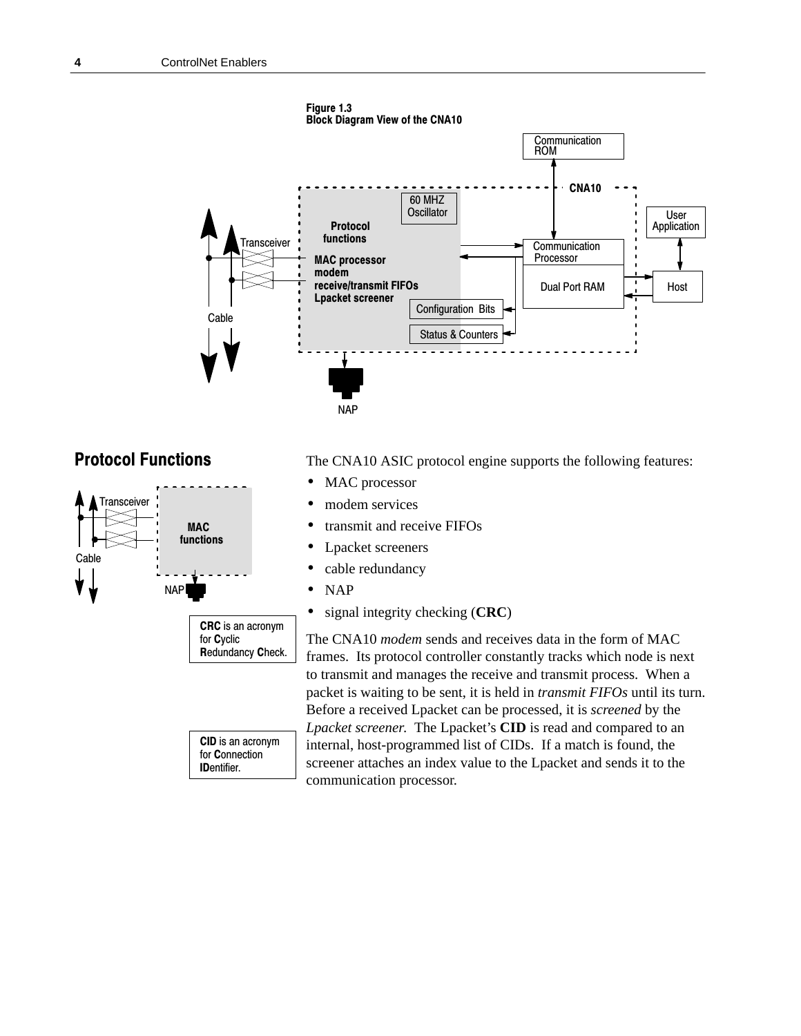**Figure 1.3**
**Block Diagram View of the CNA10**

## Protocol Functions

The CNA10 ASIC protocol engine supports the following features:

- MAC processor
- modem services
- transmit and receive FIFOs
- Lpacket screeners
- cable redundancy
- NAP
- signal integrity checking (**CRC**)

**CRC** is an acronym for **C**yclic **R**edundancy **C**heck.

The CNA10 *modem* sends and receives data in the form of MAC frames. Its protocol controller constantly tracks which node is next to transmit and manages the receive and transmit process. When a packet is waiting to be sent, it is held in *transmit FIFOs* until its turn. Before a received Lpacket can be processed, it is *screened* by the *Lpacket screener.* The Lpacket's **CID** is read and compared to an internal, host-programmed list of CIDs. If a match is found, the screener attaches an index value to the Lpacket and sends it to the communication processor.

**CID** is an acronym for **C**onnection **ID**entifier.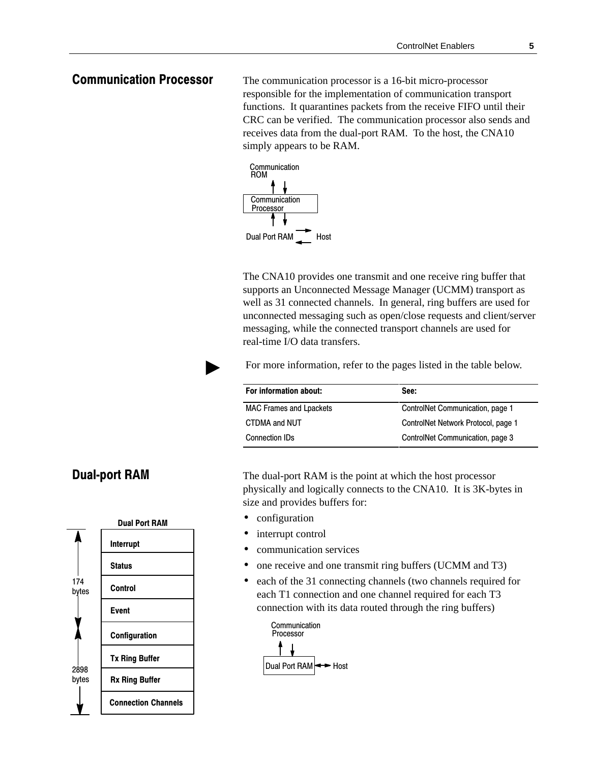## Communication Processor

The communication processor is a 16-bit micro-processor responsible for the implementation of communication transport functions. It quarantines packets from the receive FIFO until their CRC can be verified. The communication processor also sends and receives data from the dual-port RAM. To the host, the CNA10 simply appears to be RAM.

Communication ROM
↑↓
Communication Processor
↑↓
Dual Port RAM ⇄ Host

The CNA10 provides one transmit and one receive ring buffer that supports an Unconnected Message Manager (UCMM) transport as well as 31 connected channels. In general, ring buffers are used for unconnected messaging such as open/close requests and client/server messaging, while the connected transport channels are used for real-time I/O data transfers.

► For more information, refer to the pages listed in the table below.

| For information about: | See: |
|---|---|
| MAC Frames and Lpackets | ControlNet Communication, page 1 |
| CTDMA and NUT | ControlNet Network Protocol, page 1 |
| Connection IDs | ControlNet Communication, page 3 |

## Dual-port RAM

The dual-port RAM is the point at which the host processor physically and logically connects to the CNA10. It is 3K-bytes in size and provides buffers for:

- configuration
- interrupt control
- communication services
- one receive and one transmit ring buffers (UCMM and T3)
- each of the 31 connecting channels (two channels required for each T1 connection and one channel required for each T3 connection with its data routed through the ring buffers)

**Dual Port RAM**

| Size | Buffer |
|---|---|
| 174 bytes | Interrupt |
| | Status |
| | Control |
| | Event |
| 2898 bytes | Configuration |
| | Tx Ring Buffer |
| | Rx Ring Buffer |
| | Connection Channels |

Communication Processor
↑↓
Dual Port RAM ↔ Host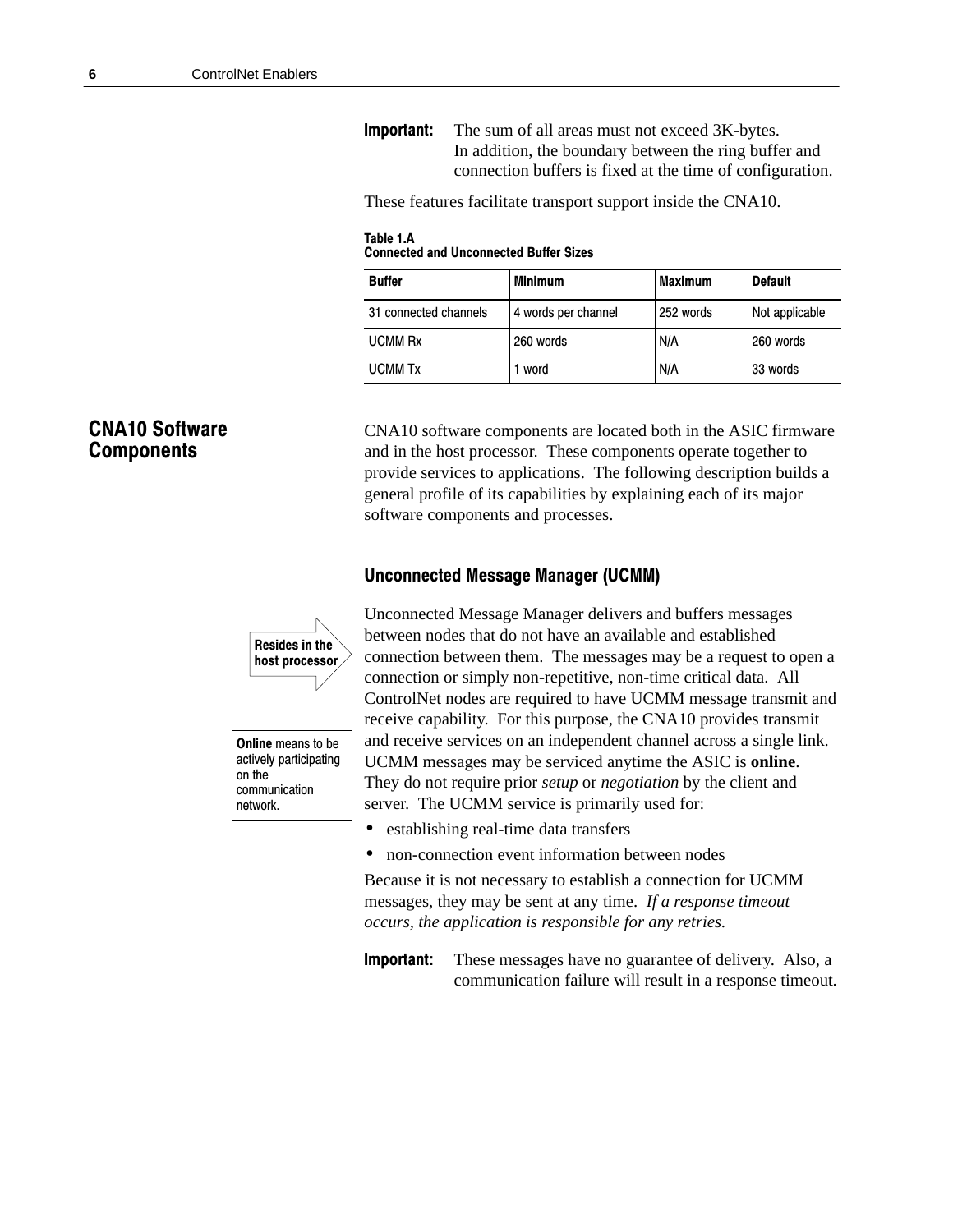**Important:** The sum of all areas must not exceed 3K-bytes. In addition, the boundary between the ring buffer and connection buffers is fixed at the time of configuration.

These features facilitate transport support inside the CNA10.

**Table 1.A**
**Connected and Unconnected Buffer Sizes**

| Buffer | Minimum | Maximum | Default |
|---|---|---|---|
| 31 connected channels | 4 words per channel | 252 words | Not applicable |
| UCMM Rx | 260 words | N/A | 260 words |
| UCMM Tx | 1 word | N/A | 33 words |

## CNA10 Software Components

CNA10 software components are located both in the ASIC firmware and in the host processor. These components operate together to provide services to applications. The following description builds a general profile of its capabilities by explaining each of its major software components and processes.

### Unconnected Message Manager (UCMM)

**Resides in the host processor**

**Online** means to be actively participating on the communication network.

Unconnected Message Manager delivers and buffers messages between nodes that do not have an available and established connection between them. The messages may be a request to open a connection or simply non-repetitive, non-time critical data. All ControlNet nodes are required to have UCMM message transmit and receive capability. For this purpose, the CNA10 provides transmit and receive services on an independent channel across a single link. UCMM messages may be serviced anytime the ASIC is **online**. They do not require prior *setup* or *negotiation* by the client and server. The UCMM service is primarily used for:

- establishing real-time data transfers
- non-connection event information between nodes

Because it is not necessary to establish a connection for UCMM messages, they may be sent at any time. *If a response timeout occurs, the application is responsible for any retries.*

**Important:** These messages have no guarantee of delivery. Also, a communication failure will result in a response timeout.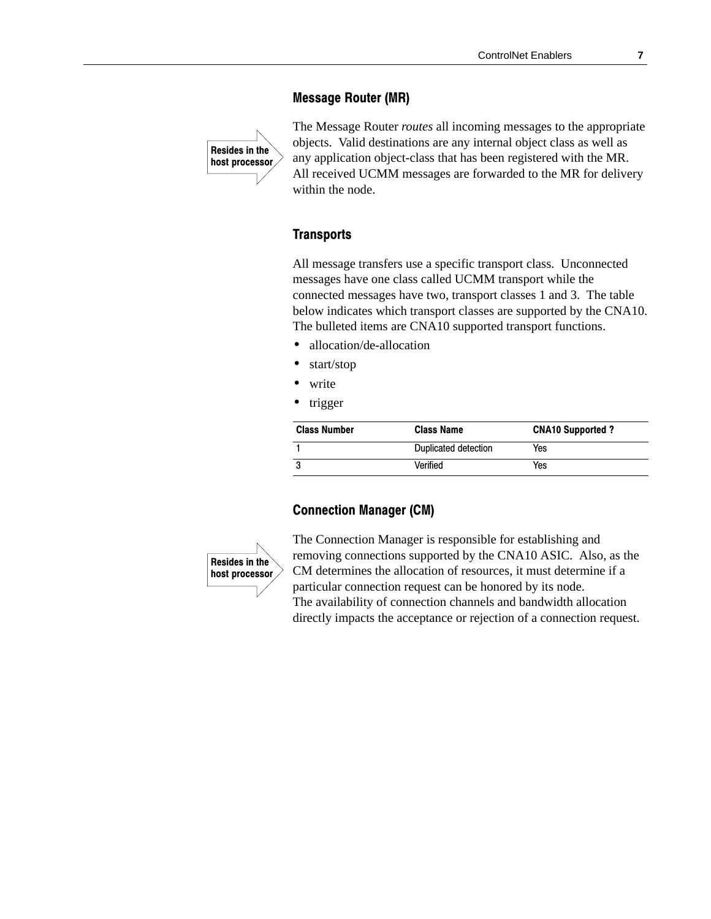### Message Router (MR)

Resides in the host processor

The Message Router *routes* all incoming messages to the appropriate objects. Valid destinations are any internal object class as well as any application object-class that has been registered with the MR. All received UCMM messages are forwarded to the MR for delivery within the node.

### Transports

All message transfers use a specific transport class. Unconnected messages have one class called UCMM transport while the connected messages have two, transport classes 1 and 3. The table below indicates which transport classes are supported by the CNA10. The bulleted items are CNA10 supported transport functions.

- allocation/de-allocation
- start/stop
- write
- trigger

| Class Number | Class Name | CNA10 Supported ? |
| --- | --- | --- |
| 1 | Duplicated detection | Yes |
| 3 | Verified | Yes |

### Connection Manager (CM)

Resides in the host processor

The Connection Manager is responsible for establishing and removing connections supported by the CNA10 ASIC. Also, as the CM determines the allocation of resources, it must determine if a particular connection request can be honored by its node. The availability of connection channels and bandwidth allocation directly impacts the acceptance or rejection of a connection request.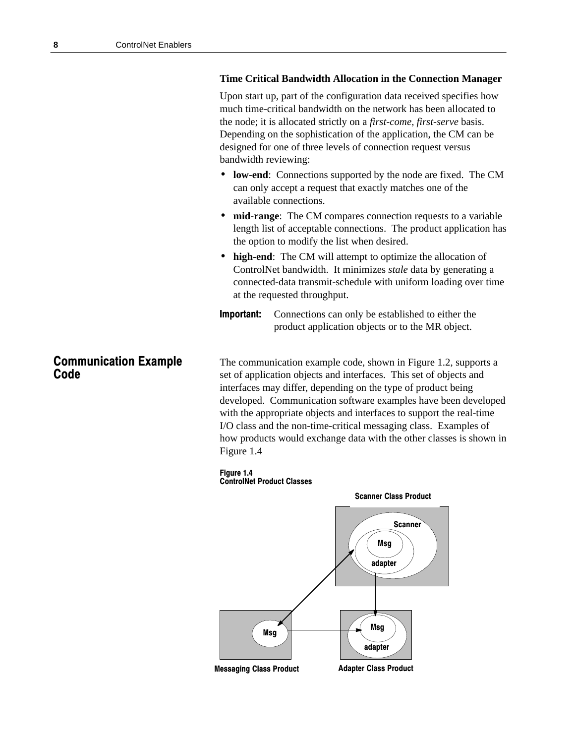### Time Critical Bandwidth Allocation in the Connection Manager

Upon start up, part of the configuration data received specifies how much time-critical bandwidth on the network has been allocated to the node; it is allocated strictly on a *first-come, first-serve* basis. Depending on the sophistication of the application, the CM can be designed for one of three levels of connection request versus bandwidth reviewing:

- **low-end**: Connections supported by the node are fixed. The CM can only accept a request that exactly matches one of the available connections.
- **mid-range**: The CM compares connection requests to a variable length list of acceptable connections. The product application has the option to modify the list when desired.
- **high-end**: The CM will attempt to optimize the allocation of ControlNet bandwidth. It minimizes *stale* data by generating a connected-data transmit-schedule with uniform loading over time at the requested throughput.

**Important:** Connections can only be established to either the product application objects or to the MR object.

## Communication Example Code

The communication example code, shown in Figure 1.2, supports a set of application objects and interfaces. This set of objects and interfaces may differ, depending on the type of product being developed. Communication software examples have been developed with the appropriate objects and interfaces to support the real-time I/O class and the non-time-critical messaging class. Examples of how products would exchange data with the other classes is shown in Figure 1.4

**Figure 1.4**
**ControlNet Product Classes**

Scanner Class Product

Scanner

Msg

adapter

Msg

Msg

adapter

Messaging Class Product

Adapter Class Product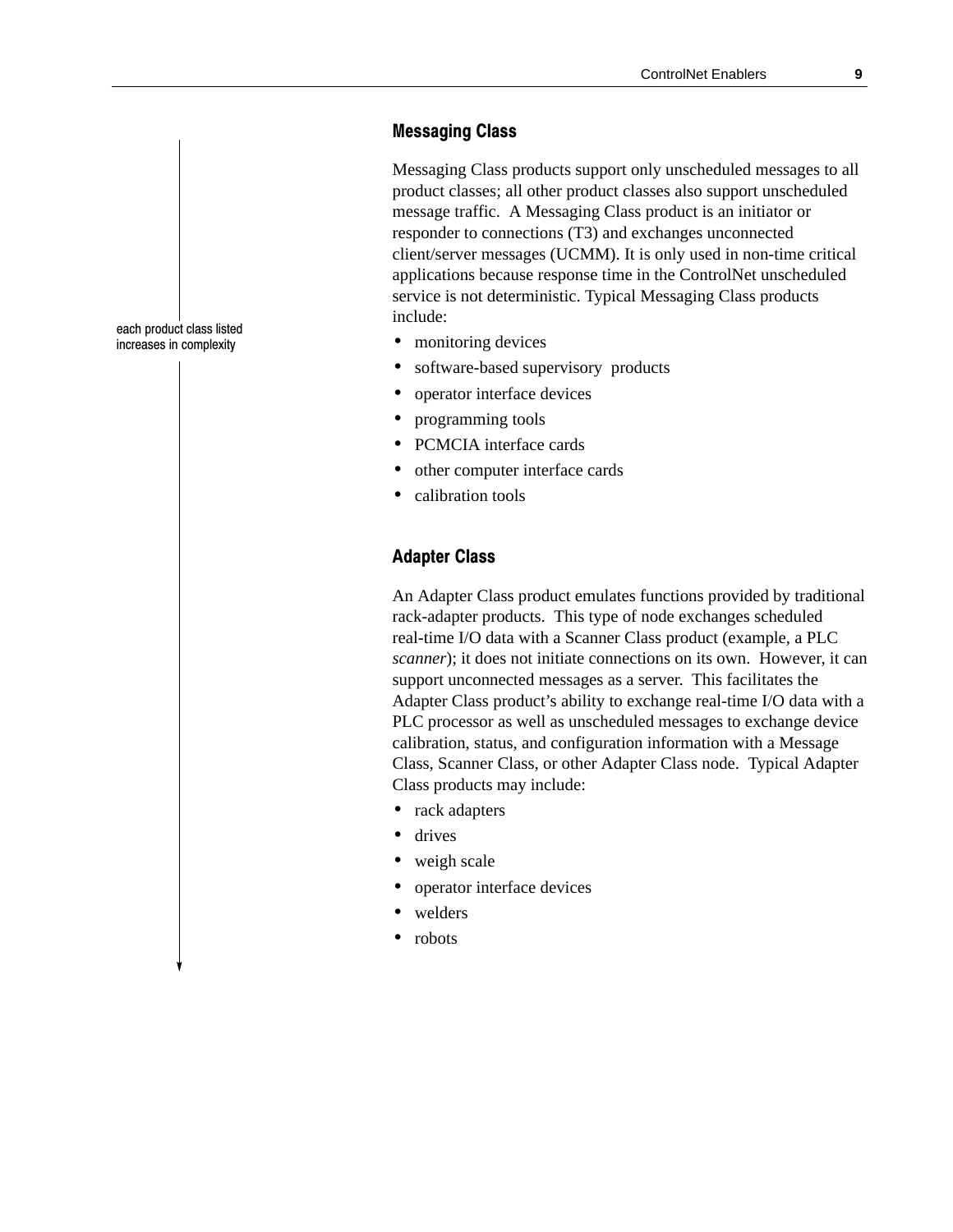each product class listed increases in complexity

## Messaging Class

Messaging Class products support only unscheduled messages to all product classes; all other product classes also support unscheduled message traffic. A Messaging Class product is an initiator or responder to connections (T3) and exchanges unconnected client/server messages (UCMM). It is only used in non-time critical applications because response time in the ControlNet unscheduled service is not deterministic. Typical Messaging Class products include:

- monitoring devices
- software-based supervisory products
- operator interface devices
- programming tools
- PCMCIA interface cards
- other computer interface cards
- calibration tools

## Adapter Class

An Adapter Class product emulates functions provided by traditional rack-adapter products. This type of node exchanges scheduled real-time I/O data with a Scanner Class product (example, a PLC *scanner*); it does not initiate connections on its own. However, it can support unconnected messages as a server. This facilitates the Adapter Class product's ability to exchange real-time I/O data with a PLC processor as well as unscheduled messages to exchange device calibration, status, and configuration information with a Message Class, Scanner Class, or other Adapter Class node. Typical Adapter Class products may include:

- rack adapters
- drives
- weigh scale
- operator interface devices
- welders
- robots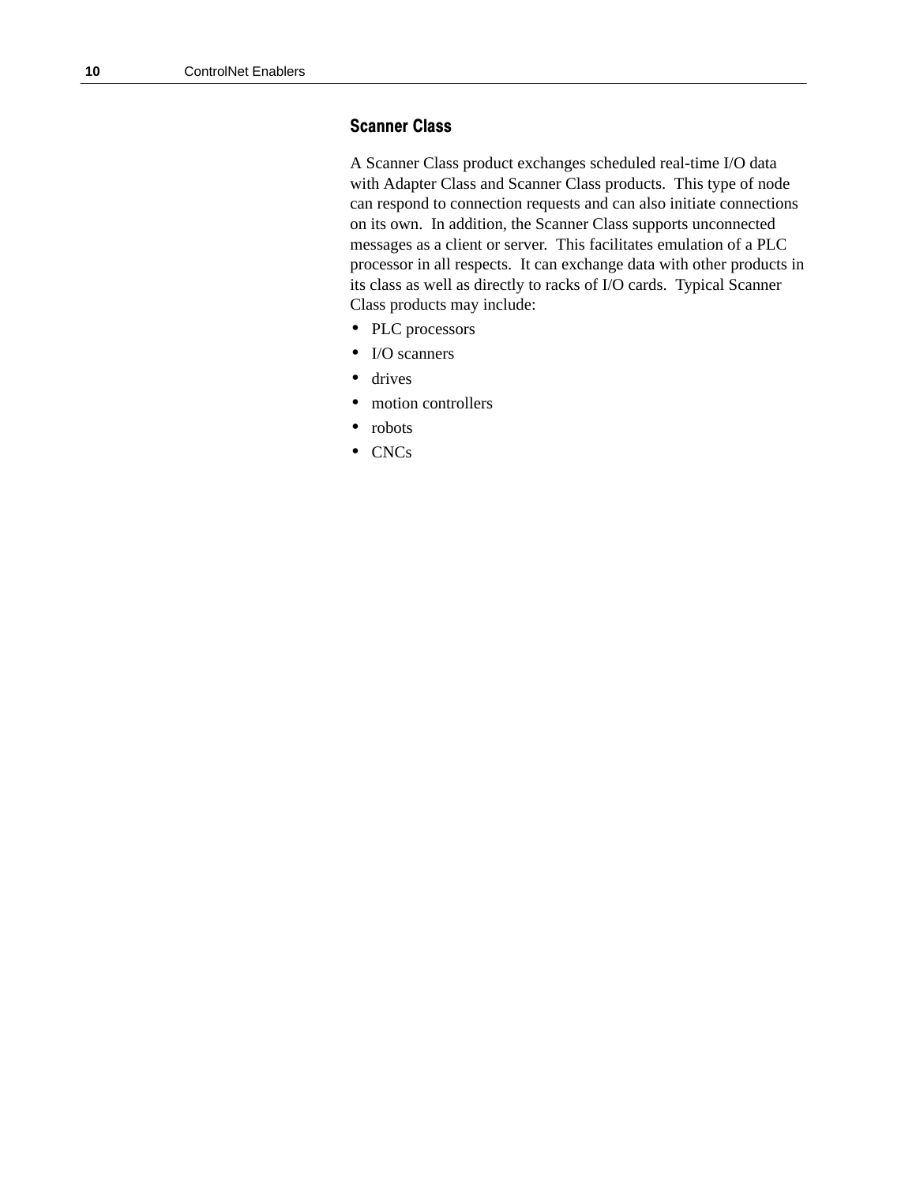### Scanner Class

A Scanner Class product exchanges scheduled real-time I/O data with Adapter Class and Scanner Class products.  This type of node can respond to connection requests and can also initiate connections on its own.  In addition, the Scanner Class supports unconnected messages as a client or server.  This facilitates emulation of a PLC processor in all respects.  It can exchange data with other products in its class as well as directly to racks of I/O cards.  Typical Scanner Class products may include:

- PLC processors
- I/O scanners
- drives
- motion controllers
- robots
- CNCs